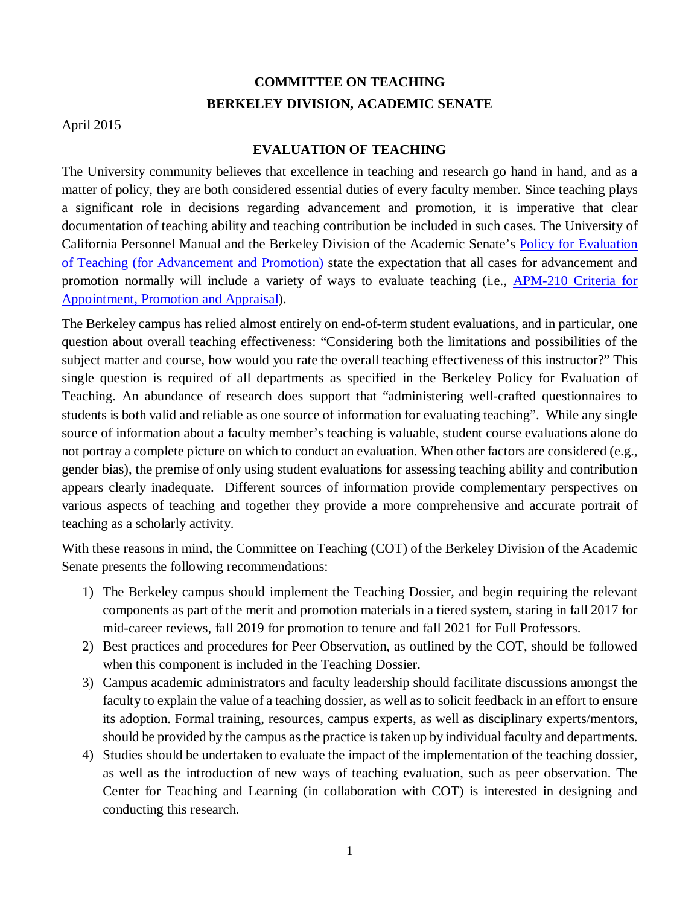# COMMITTEE ON TEACHING
# BERKELEY DIVISION, ACADEMIC SENATE

April 2015

## EVALUATION OF TEACHING

The University community believes that excellence in teaching and research go hand in hand, and as a matter of policy, they are both considered essential duties of every faculty member. Since teaching plays a significant role in decisions regarding advancement and promotion, it is imperative that clear documentation of teaching ability and teaching contribution be included in such cases. The University of California Personnel Manual and the Berkeley Division of the Academic Senate's [Policy for Evaluation of Teaching (for Advancement and Promotion)]() state the expectation that all cases for advancement and promotion normally will include a variety of ways to evaluate teaching (i.e., [APM-210 Criteria for Appointment, Promotion and Appraisal]()).

The Berkeley campus has relied almost entirely on end-of-term student evaluations, and in particular, one question about overall teaching effectiveness: "Considering both the limitations and possibilities of the subject matter and course, how would you rate the overall teaching effectiveness of this instructor?" This single question is required of all departments as specified in the Berkeley Policy for Evaluation of Teaching. An abundance of research does support that "administering well-crafted questionnaires to students is both valid and reliable as one source of information for evaluating teaching". While any single source of information about a faculty member's teaching is valuable, student course evaluations alone do not portray a complete picture on which to conduct an evaluation. When other factors are considered (e.g., gender bias), the premise of only using student evaluations for assessing teaching ability and contribution appears clearly inadequate. Different sources of information provide complementary perspectives on various aspects of teaching and together they provide a more comprehensive and accurate portrait of teaching as a scholarly activity.

With these reasons in mind, the Committee on Teaching (COT) of the Berkeley Division of the Academic Senate presents the following recommendations:

1) The Berkeley campus should implement the Teaching Dossier, and begin requiring the relevant components as part of the merit and promotion materials in a tiered system, staring in fall 2017 for mid-career reviews, fall 2019 for promotion to tenure and fall 2021 for Full Professors.
2) Best practices and procedures for Peer Observation, as outlined by the COT, should be followed when this component is included in the Teaching Dossier.
3) Campus academic administrators and faculty leadership should facilitate discussions amongst the faculty to explain the value of a teaching dossier, as well as to solicit feedback in an effort to ensure its adoption. Formal training, resources, campus experts, as well as disciplinary experts/mentors, should be provided by the campus as the practice is taken up by individual faculty and departments.
4) Studies should be undertaken to evaluate the impact of the implementation of the teaching dossier, as well as the introduction of new ways of teaching evaluation, such as peer observation. The Center for Teaching and Learning (in collaboration with COT) is interested in designing and conducting this research.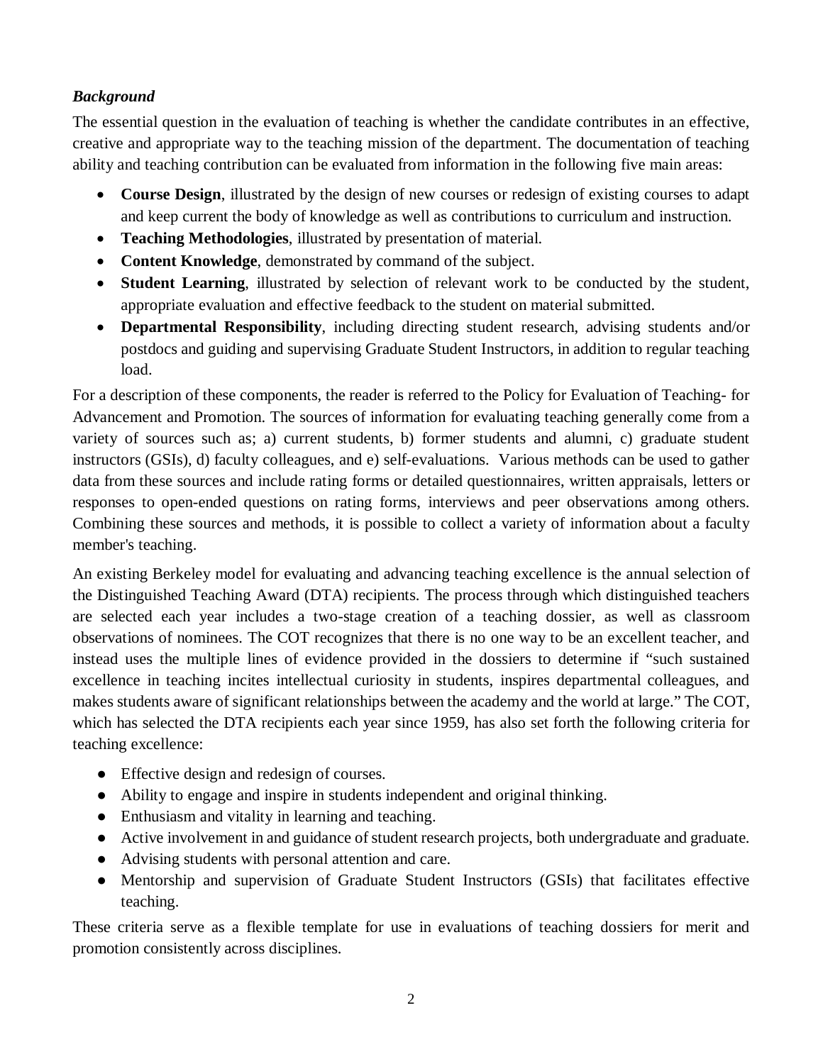***Background***

The essential question in the evaluation of teaching is whether the candidate contributes in an effective, creative and appropriate way to the teaching mission of the department. The documentation of teaching ability and teaching contribution can be evaluated from information in the following five main areas:

- **Course Design**, illustrated by the design of new courses or redesign of existing courses to adapt and keep current the body of knowledge as well as contributions to curriculum and instruction.
- **Teaching Methodologies**, illustrated by presentation of material.
- **Content Knowledge**, demonstrated by command of the subject.
- **Student Learning**, illustrated by selection of relevant work to be conducted by the student, appropriate evaluation and effective feedback to the student on material submitted.
- **Departmental Responsibility**, including directing student research, advising students and/or postdocs and guiding and supervising Graduate Student Instructors, in addition to regular teaching load.

For a description of these components, the reader is referred to the Policy for Evaluation of Teaching- for Advancement and Promotion. The sources of information for evaluating teaching generally come from a variety of sources such as; a) current students, b) former students and alumni, c) graduate student instructors (GSIs), d) faculty colleagues, and e) self-evaluations. Various methods can be used to gather data from these sources and include rating forms or detailed questionnaires, written appraisals, letters or responses to open-ended questions on rating forms, interviews and peer observations among others. Combining these sources and methods, it is possible to collect a variety of information about a faculty member's teaching.

An existing Berkeley model for evaluating and advancing teaching excellence is the annual selection of the Distinguished Teaching Award (DTA) recipients. The process through which distinguished teachers are selected each year includes a two-stage creation of a teaching dossier, as well as classroom observations of nominees. The COT recognizes that there is no one way to be an excellent teacher, and instead uses the multiple lines of evidence provided in the dossiers to determine if "such sustained excellence in teaching incites intellectual curiosity in students, inspires departmental colleagues, and makes students aware of significant relationships between the academy and the world at large." The COT, which has selected the DTA recipients each year since 1959, has also set forth the following criteria for teaching excellence:

- Effective design and redesign of courses.
- Ability to engage and inspire in students independent and original thinking.
- Enthusiasm and vitality in learning and teaching.
- Active involvement in and guidance of student research projects, both undergraduate and graduate.
- Advising students with personal attention and care.
- Mentorship and supervision of Graduate Student Instructors (GSIs) that facilitates effective teaching.

These criteria serve as a flexible template for use in evaluations of teaching dossiers for merit and promotion consistently across disciplines.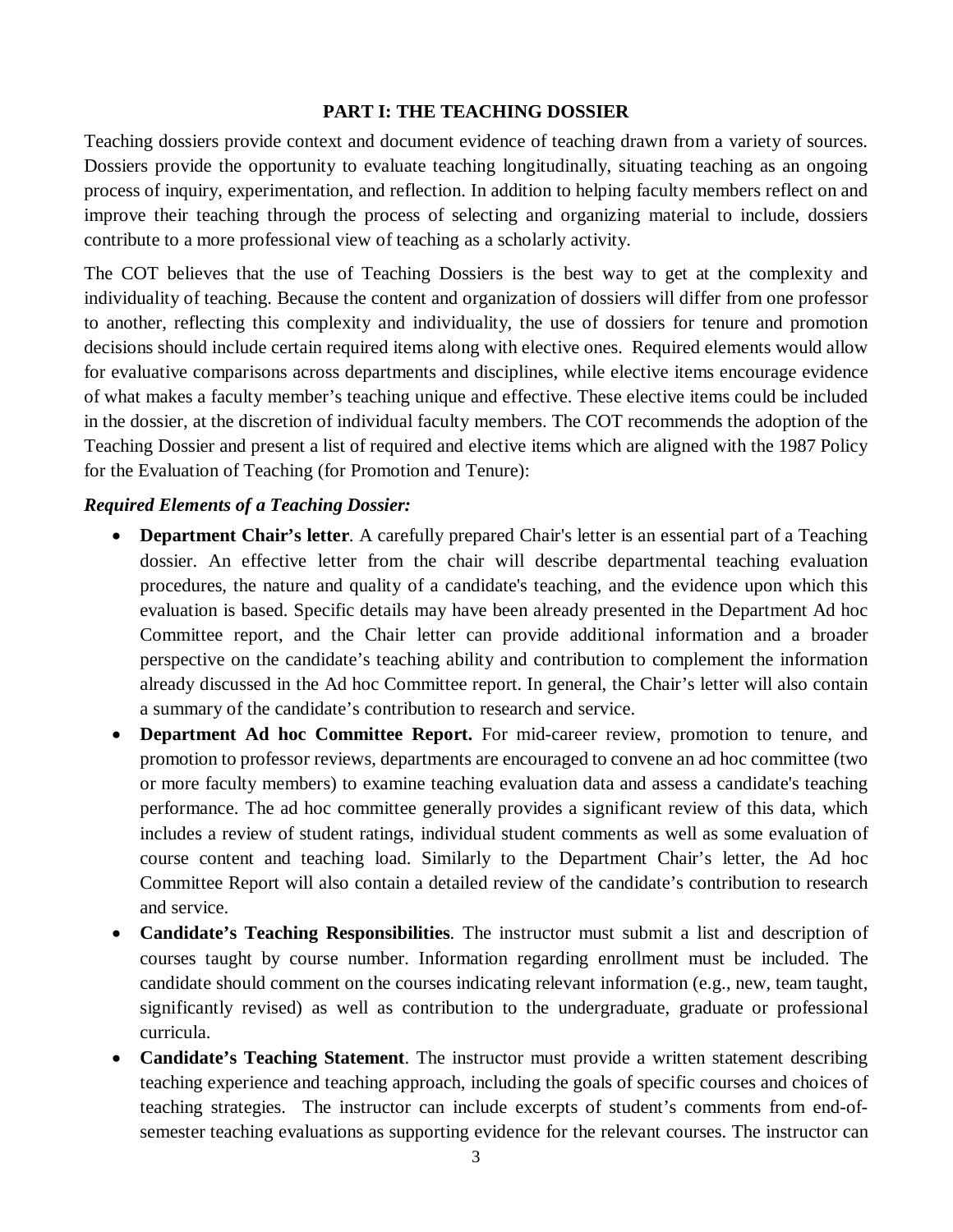## PART I: THE TEACHING DOSSIER

Teaching dossiers provide context and document evidence of teaching drawn from a variety of sources. Dossiers provide the opportunity to evaluate teaching longitudinally, situating teaching as an ongoing process of inquiry, experimentation, and reflection. In addition to helping faculty members reflect on and improve their teaching through the process of selecting and organizing material to include, dossiers contribute to a more professional view of teaching as a scholarly activity.

The COT believes that the use of Teaching Dossiers is the best way to get at the complexity and individuality of teaching. Because the content and organization of dossiers will differ from one professor to another, reflecting this complexity and individuality, the use of dossiers for tenure and promotion decisions should include certain required items along with elective ones. Required elements would allow for evaluative comparisons across departments and disciplines, while elective items encourage evidence of what makes a faculty member's teaching unique and effective. These elective items could be included in the dossier, at the discretion of individual faculty members. The COT recommends the adoption of the Teaching Dossier and present a list of required and elective items which are aligned with the 1987 Policy for the Evaluation of Teaching (for Promotion and Tenure):

***Required Elements of a Teaching Dossier:***

- **Department Chair's letter**. A carefully prepared Chair's letter is an essential part of a Teaching dossier. An effective letter from the chair will describe departmental teaching evaluation procedures, the nature and quality of a candidate's teaching, and the evidence upon which this evaluation is based. Specific details may have been already presented in the Department Ad hoc Committee report, and the Chair letter can provide additional information and a broader perspective on the candidate's teaching ability and contribution to complement the information already discussed in the Ad hoc Committee report. In general, the Chair's letter will also contain a summary of the candidate's contribution to research and service.
- **Department Ad hoc Committee Report.** For mid-career review, promotion to tenure, and promotion to professor reviews, departments are encouraged to convene an ad hoc committee (two or more faculty members) to examine teaching evaluation data and assess a candidate's teaching performance. The ad hoc committee generally provides a significant review of this data, which includes a review of student ratings, individual student comments as well as some evaluation of course content and teaching load. Similarly to the Department Chair's letter, the Ad hoc Committee Report will also contain a detailed review of the candidate's contribution to research and service.
- **Candidate's Teaching Responsibilities**. The instructor must submit a list and description of courses taught by course number. Information regarding enrollment must be included. The candidate should comment on the courses indicating relevant information (e.g., new, team taught, significantly revised) as well as contribution to the undergraduate, graduate or professional curricula.
- **Candidate's Teaching Statement**. The instructor must provide a written statement describing teaching experience and teaching approach, including the goals of specific courses and choices of teaching strategies. The instructor can include excerpts of student's comments from end-of-semester teaching evaluations as supporting evidence for the relevant courses. The instructor can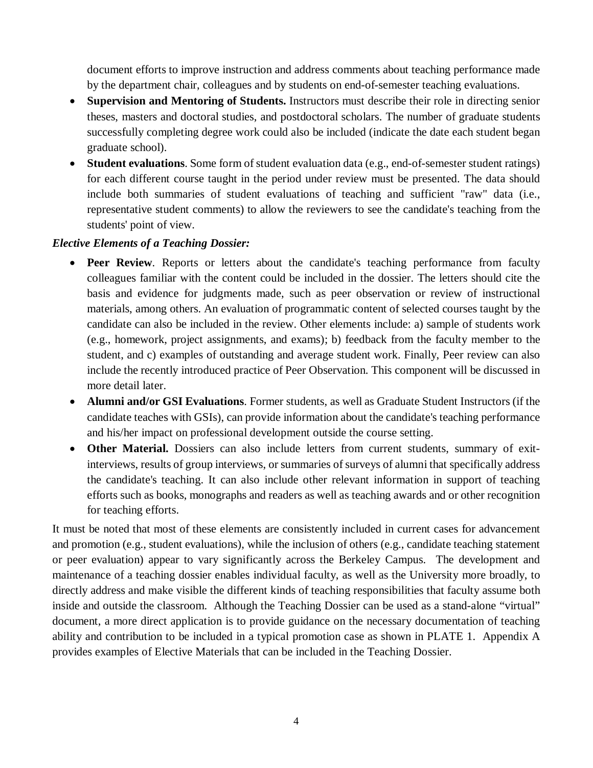document efforts to improve instruction and address comments about teaching performance made by the department chair, colleagues and by students on end-of-semester teaching evaluations.

- **Supervision and Mentoring of Students.** Instructors must describe their role in directing senior theses, masters and doctoral studies, and postdoctoral scholars. The number of graduate students successfully completing degree work could also be included (indicate the date each student began graduate school).
- **Student evaluations**. Some form of student evaluation data (e.g., end-of-semester student ratings) for each different course taught in the period under review must be presented. The data should include both summaries of student evaluations of teaching and sufficient "raw" data (i.e., representative student comments) to allow the reviewers to see the candidate's teaching from the students' point of view.

***Elective Elements of a Teaching Dossier:***

- **Peer Review**. Reports or letters about the candidate's teaching performance from faculty colleagues familiar with the content could be included in the dossier. The letters should cite the basis and evidence for judgments made, such as peer observation or review of instructional materials, among others. An evaluation of programmatic content of selected courses taught by the candidate can also be included in the review. Other elements include: a) sample of students work (e.g., homework, project assignments, and exams); b) feedback from the faculty member to the student, and c) examples of outstanding and average student work. Finally, Peer review can also include the recently introduced practice of Peer Observation. This component will be discussed in more detail later.
- **Alumni and/or GSI Evaluations**. Former students, as well as Graduate Student Instructors (if the candidate teaches with GSIs), can provide information about the candidate's teaching performance and his/her impact on professional development outside the course setting.
- **Other Material.** Dossiers can also include letters from current students, summary of exit-interviews, results of group interviews, or summaries of surveys of alumni that specifically address the candidate's teaching. It can also include other relevant information in support of teaching efforts such as books, monographs and readers as well as teaching awards and or other recognition for teaching efforts.

It must be noted that most of these elements are consistently included in current cases for advancement and promotion (e.g., student evaluations), while the inclusion of others (e.g., candidate teaching statement or peer evaluation) appear to vary significantly across the Berkeley Campus. The development and maintenance of a teaching dossier enables individual faculty, as well as the University more broadly, to directly address and make visible the different kinds of teaching responsibilities that faculty assume both inside and outside the classroom. Although the Teaching Dossier can be used as a stand-alone "virtual" document, a more direct application is to provide guidance on the necessary documentation of teaching ability and contribution to be included in a typical promotion case as shown in PLATE 1. Appendix A provides examples of Elective Materials that can be included in the Teaching Dossier.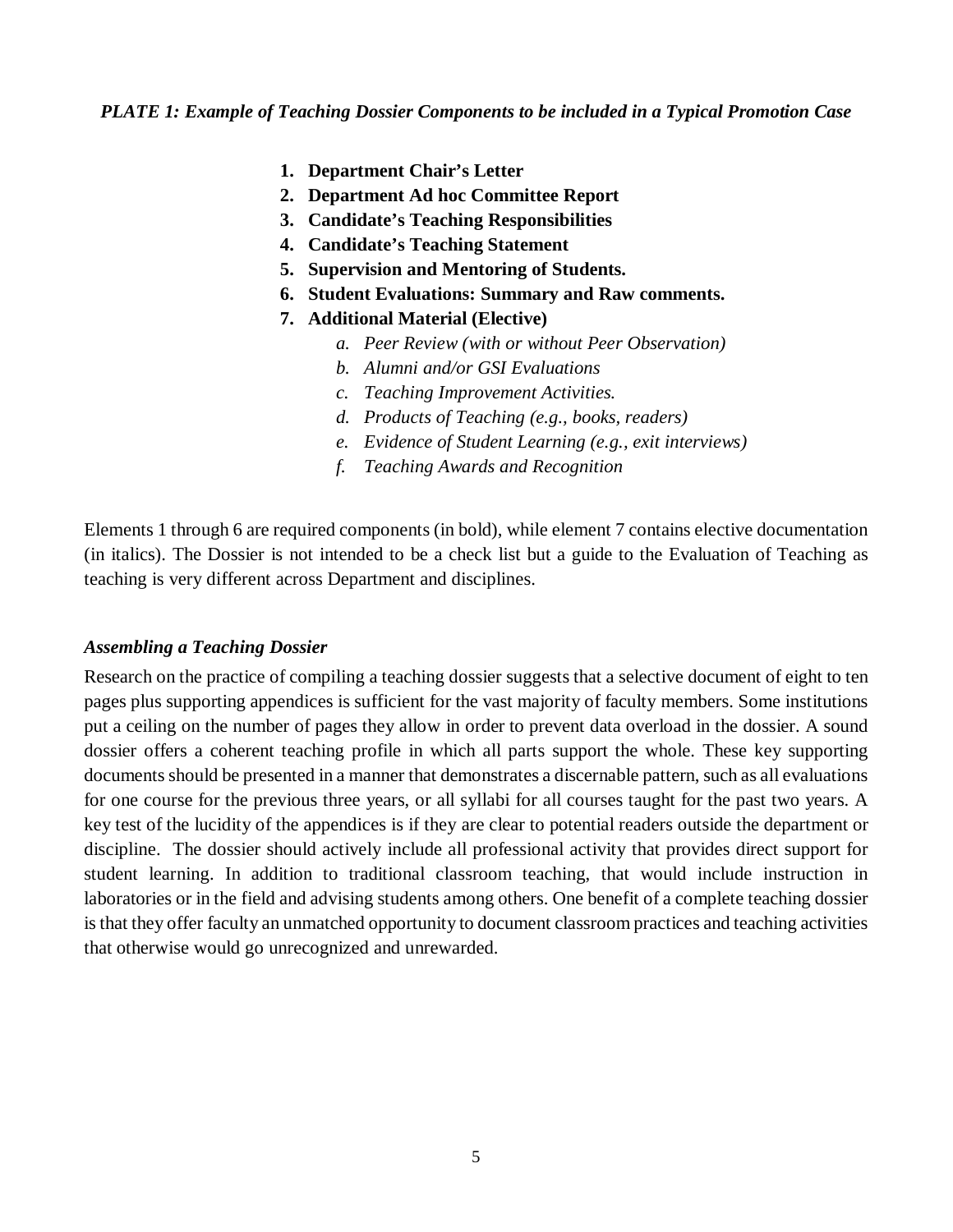***PLATE 1: Example of Teaching Dossier Components to be included in a Typical Promotion Case***

1. **Department Chair's Letter**
2. **Department Ad hoc Committee Report**
3. **Candidate's Teaching Responsibilities**
4. **Candidate's Teaching Statement**
5. **Supervision and Mentoring of Students.**
6. **Student Evaluations: Summary and Raw comments.**
7. **Additional Material (Elective)**
   a. *Peer Review (with or without Peer Observation)*
   b. *Alumni and/or GSI Evaluations*
   c. *Teaching Improvement Activities.*
   d. *Products of Teaching (e.g., books, readers)*
   e. *Evidence of Student Learning (e.g., exit interviews)*
   f. *Teaching Awards and Recognition*

Elements 1 through 6 are required components (in bold), while element 7 contains elective documentation (in italics). The Dossier is not intended to be a check list but a guide to the Evaluation of Teaching as teaching is very different across Department and disciplines.

***Assembling a Teaching Dossier***

Research on the practice of compiling a teaching dossier suggests that a selective document of eight to ten pages plus supporting appendices is sufficient for the vast majority of faculty members. Some institutions put a ceiling on the number of pages they allow in order to prevent data overload in the dossier. A sound dossier offers a coherent teaching profile in which all parts support the whole. These key supporting documents should be presented in a manner that demonstrates a discernable pattern, such as all evaluations for one course for the previous three years, or all syllabi for all courses taught for the past two years. A key test of the lucidity of the appendices is if they are clear to potential readers outside the department or discipline. The dossier should actively include all professional activity that provides direct support for student learning. In addition to traditional classroom teaching, that would include instruction in laboratories or in the field and advising students among others. One benefit of a complete teaching dossier is that they offer faculty an unmatched opportunity to document classroom practices and teaching activities that otherwise would go unrecognized and unrewarded.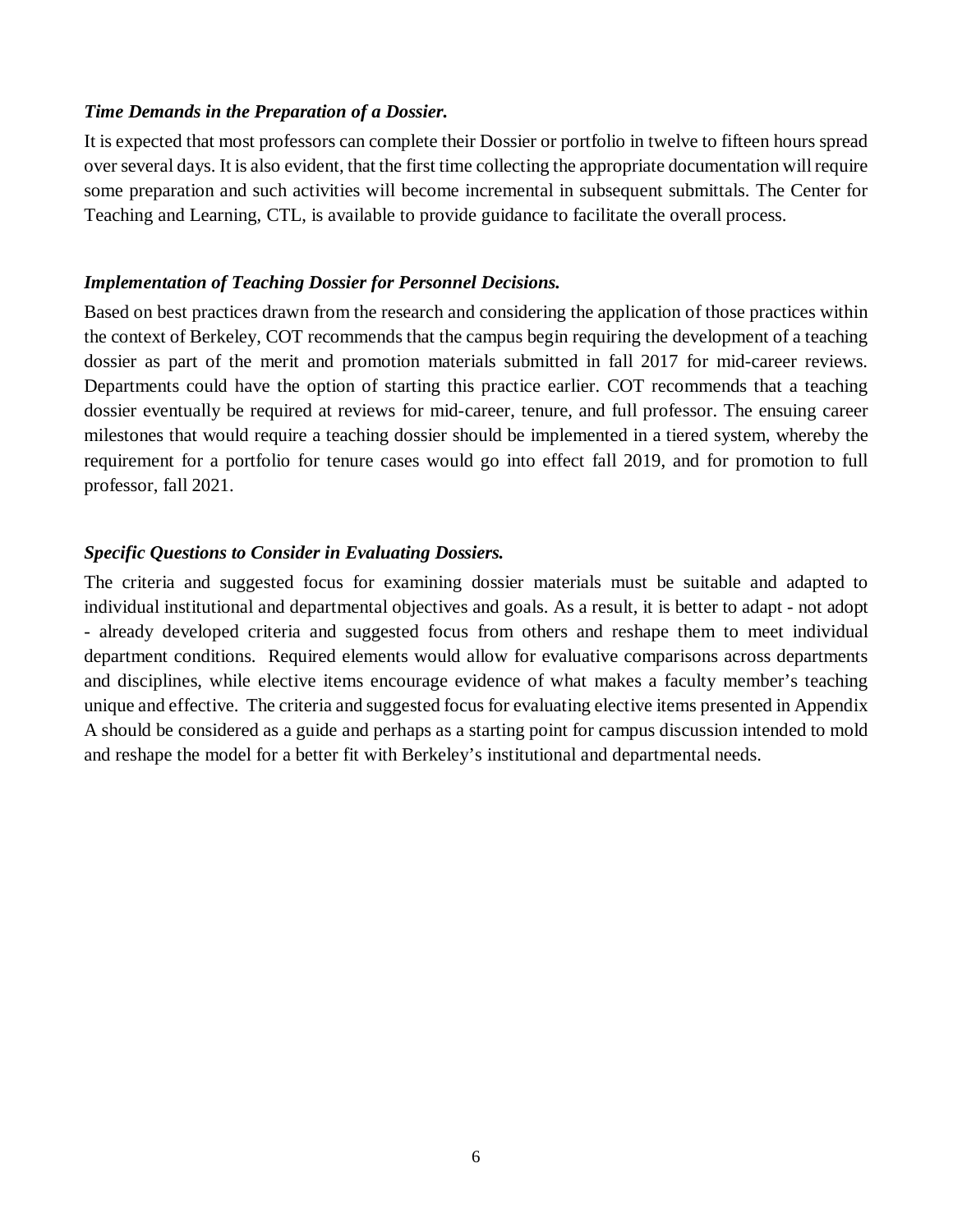***Time Demands in the Preparation of a Dossier.***

It is expected that most professors can complete their Dossier or portfolio in twelve to fifteen hours spread over several days. It is also evident, that the first time collecting the appropriate documentation will require some preparation and such activities will become incremental in subsequent submittals. The Center for Teaching and Learning, CTL, is available to provide guidance to facilitate the overall process.

***Implementation of Teaching Dossier for Personnel Decisions.***

Based on best practices drawn from the research and considering the application of those practices within the context of Berkeley, COT recommends that the campus begin requiring the development of a teaching dossier as part of the merit and promotion materials submitted in fall 2017 for mid-career reviews. Departments could have the option of starting this practice earlier. COT recommends that a teaching dossier eventually be required at reviews for mid-career, tenure, and full professor. The ensuing career milestones that would require a teaching dossier should be implemented in a tiered system, whereby the requirement for a portfolio for tenure cases would go into effect fall 2019, and for promotion to full professor, fall 2021.

***Specific Questions to Consider in Evaluating Dossiers.***

The criteria and suggested focus for examining dossier materials must be suitable and adapted to individual institutional and departmental objectives and goals. As a result, it is better to adapt - not adopt - already developed criteria and suggested focus from others and reshape them to meet individual department conditions. Required elements would allow for evaluative comparisons across departments and disciplines, while elective items encourage evidence of what makes a faculty member's teaching unique and effective. The criteria and suggested focus for evaluating elective items presented in Appendix A should be considered as a guide and perhaps as a starting point for campus discussion intended to mold and reshape the model for a better fit with Berkeley's institutional and departmental needs.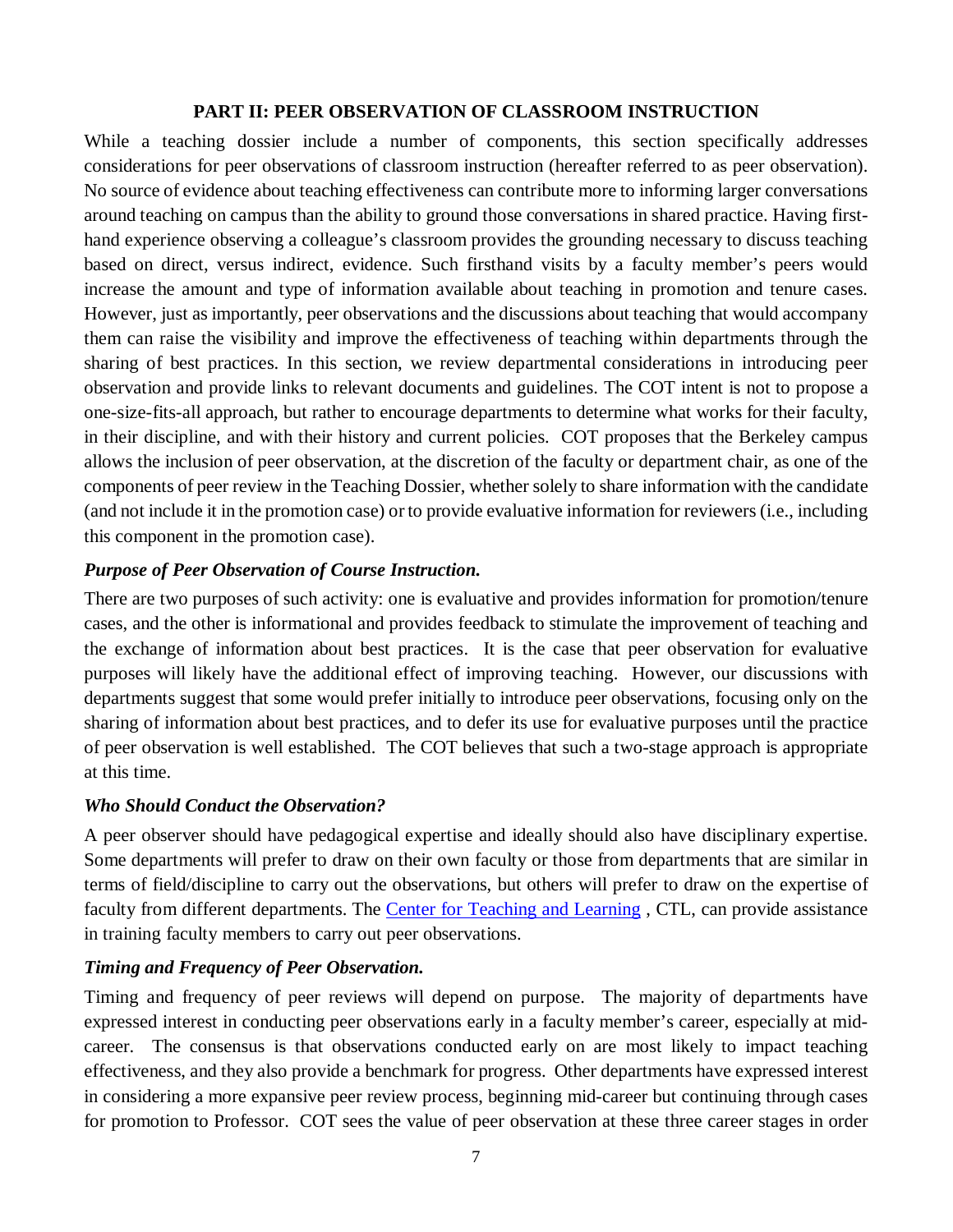## PART II: PEER OBSERVATION OF CLASSROOM INSTRUCTION

While a teaching dossier include a number of components, this section specifically addresses considerations for peer observations of classroom instruction (hereafter referred to as peer observation). No source of evidence about teaching effectiveness can contribute more to informing larger conversations around teaching on campus than the ability to ground those conversations in shared practice. Having first-hand experience observing a colleague's classroom provides the grounding necessary to discuss teaching based on direct, versus indirect, evidence. Such firsthand visits by a faculty member's peers would increase the amount and type of information available about teaching in promotion and tenure cases. However, just as importantly, peer observations and the discussions about teaching that would accompany them can raise the visibility and improve the effectiveness of teaching within departments through the sharing of best practices. In this section, we review departmental considerations in introducing peer observation and provide links to relevant documents and guidelines. The COT intent is not to propose a one-size-fits-all approach, but rather to encourage departments to determine what works for their faculty, in their discipline, and with their history and current policies. COT proposes that the Berkeley campus allows the inclusion of peer observation, at the discretion of the faculty or department chair, as one of the components of peer review in the Teaching Dossier, whether solely to share information with the candidate (and not include it in the promotion case) or to provide evaluative information for reviewers (i.e., including this component in the promotion case).

### *Purpose of Peer Observation of Course Instruction.*

There are two purposes of such activity: one is evaluative and provides information for promotion/tenure cases, and the other is informational and provides feedback to stimulate the improvement of teaching and the exchange of information about best practices. It is the case that peer observation for evaluative purposes will likely have the additional effect of improving teaching. However, our discussions with departments suggest that some would prefer initially to introduce peer observations, focusing only on the sharing of information about best practices, and to defer its use for evaluative purposes until the practice of peer observation is well established. The COT believes that such a two-stage approach is appropriate at this time.

### *Who Should Conduct the Observation?*

A peer observer should have pedagogical expertise and ideally should also have disciplinary expertise. Some departments will prefer to draw on their own faculty or those from departments that are similar in terms of field/discipline to carry out the observations, but others will prefer to draw on the expertise of faculty from different departments. The Center for Teaching and Learning , CTL, can provide assistance in training faculty members to carry out peer observations.

### *Timing and Frequency of Peer Observation.*

Timing and frequency of peer reviews will depend on purpose. The majority of departments have expressed interest in conducting peer observations early in a faculty member's career, especially at mid-career. The consensus is that observations conducted early on are most likely to impact teaching effectiveness, and they also provide a benchmark for progress. Other departments have expressed interest in considering a more expansive peer review process, beginning mid-career but continuing through cases for promotion to Professor. COT sees the value of peer observation at these three career stages in order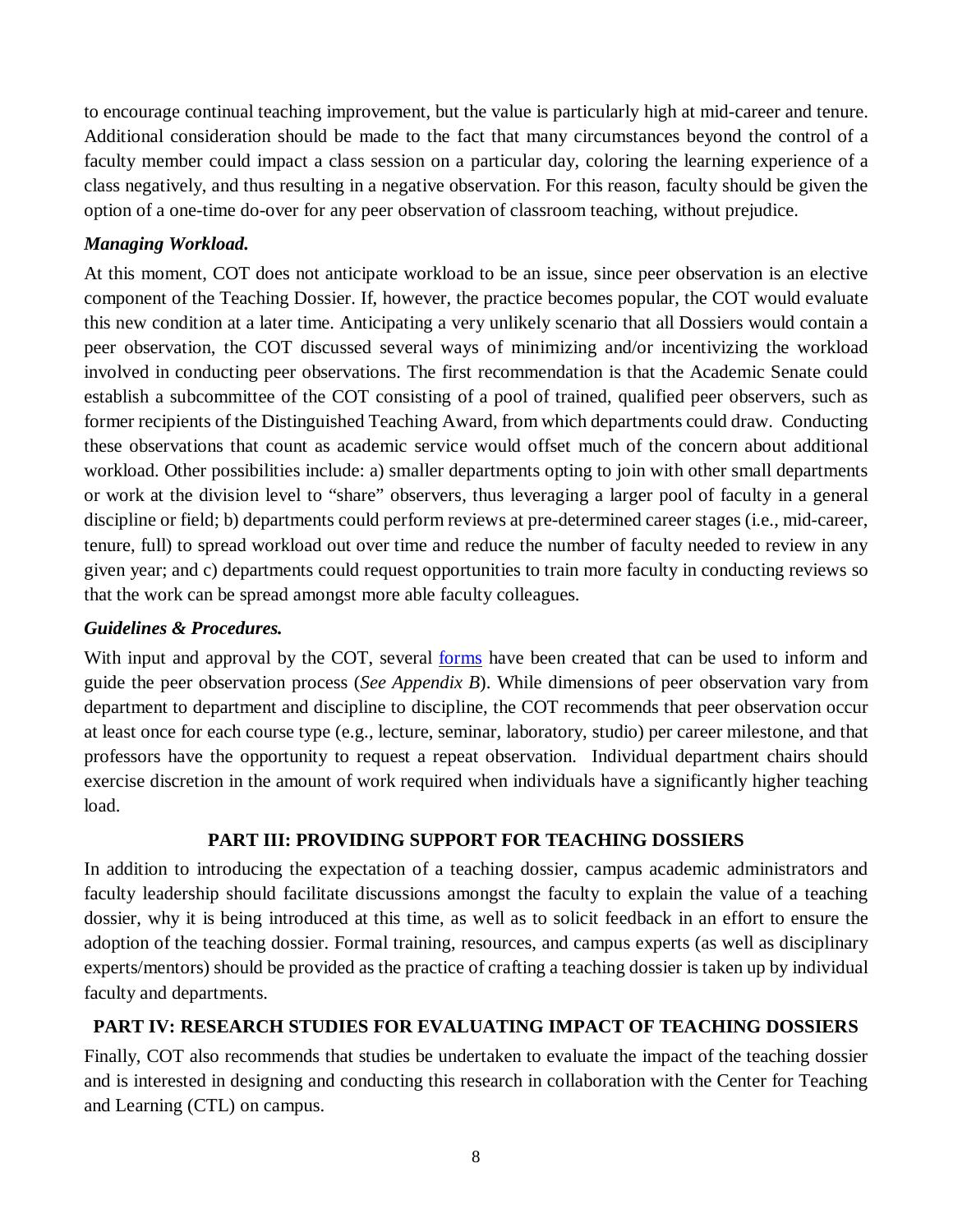to encourage continual teaching improvement, but the value is particularly high at mid-career and tenure. Additional consideration should be made to the fact that many circumstances beyond the control of a faculty member could impact a class session on a particular day, coloring the learning experience of a class negatively, and thus resulting in a negative observation. For this reason, faculty should be given the option of a one-time do-over for any peer observation of classroom teaching, without prejudice.

***Managing Workload.***

At this moment, COT does not anticipate workload to be an issue, since peer observation is an elective component of the Teaching Dossier. If, however, the practice becomes popular, the COT would evaluate this new condition at a later time. Anticipating a very unlikely scenario that all Dossiers would contain a peer observation, the COT discussed several ways of minimizing and/or incentivizing the workload involved in conducting peer observations. The first recommendation is that the Academic Senate could establish a subcommittee of the COT consisting of a pool of trained, qualified peer observers, such as former recipients of the Distinguished Teaching Award, from which departments could draw. Conducting these observations that count as academic service would offset much of the concern about additional workload. Other possibilities include: a) smaller departments opting to join with other small departments or work at the division level to "share" observers, thus leveraging a larger pool of faculty in a general discipline or field; b) departments could perform reviews at pre-determined career stages (i.e., mid-career, tenure, full) to spread workload out over time and reduce the number of faculty needed to review in any given year; and c) departments could request opportunities to train more faculty in conducting reviews so that the work can be spread amongst more able faculty colleagues.

***Guidelines & Procedures.***

With input and approval by the COT, several forms have been created that can be used to inform and guide the peer observation process (*See Appendix B*). While dimensions of peer observation vary from department to department and discipline to discipline, the COT recommends that peer observation occur at least once for each course type (e.g., lecture, seminar, laboratory, studio) per career milestone, and that professors have the opportunity to request a repeat observation. Individual department chairs should exercise discretion in the amount of work required when individuals have a significantly higher teaching load.

## PART III: PROVIDING SUPPORT FOR TEACHING DOSSIERS

In addition to introducing the expectation of a teaching dossier, campus academic administrators and faculty leadership should facilitate discussions amongst the faculty to explain the value of a teaching dossier, why it is being introduced at this time, as well as to solicit feedback in an effort to ensure the adoption of the teaching dossier. Formal training, resources, and campus experts (as well as disciplinary experts/mentors) should be provided as the practice of crafting a teaching dossier is taken up by individual faculty and departments.

## PART IV: RESEARCH STUDIES FOR EVALUATING IMPACT OF TEACHING DOSSIERS

Finally, COT also recommends that studies be undertaken to evaluate the impact of the teaching dossier and is interested in designing and conducting this research in collaboration with the Center for Teaching and Learning (CTL) on campus.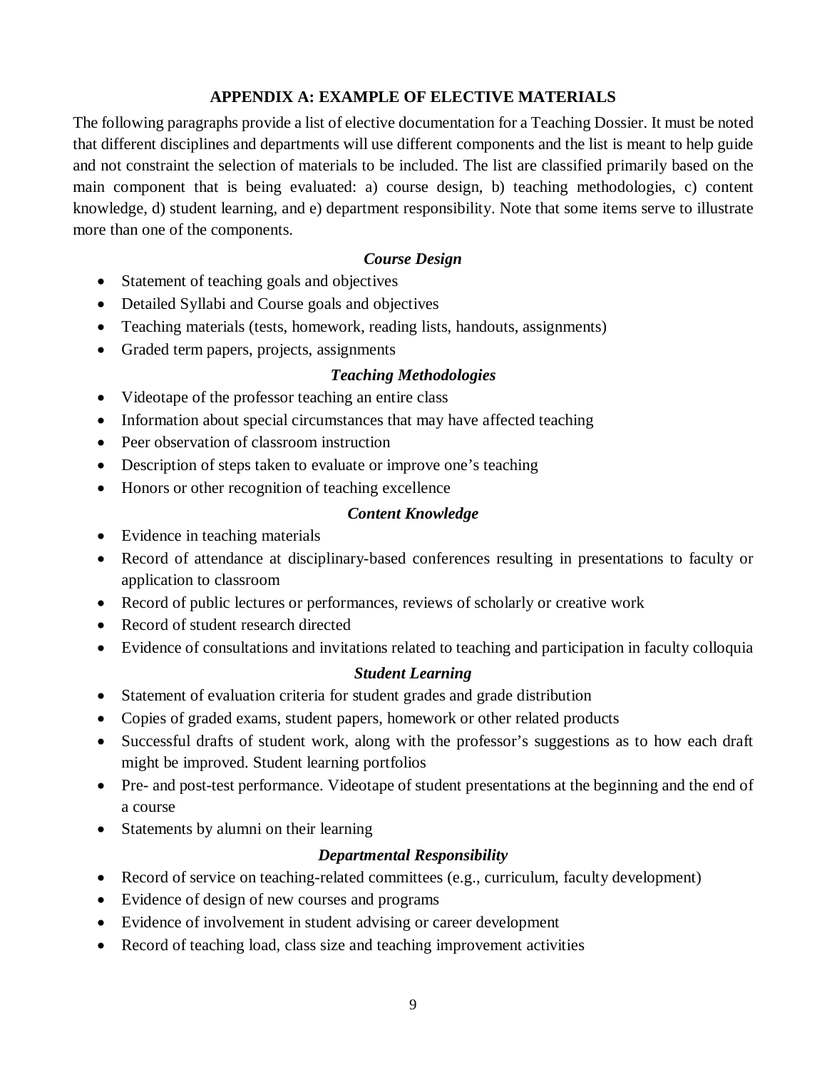## APPENDIX A: EXAMPLE OF ELECTIVE MATERIALS

The following paragraphs provide a list of elective documentation for a Teaching Dossier. It must be noted that different disciplines and departments will use different components and the list is meant to help guide and not constraint the selection of materials to be included. The list are classified primarily based on the main component that is being evaluated: a) course design, b) teaching methodologies, c) content knowledge, d) student learning, and e) department responsibility. Note that some items serve to illustrate more than one of the components.

### *Course Design*

- Statement of teaching goals and objectives
- Detailed Syllabi and Course goals and objectives
- Teaching materials (tests, homework, reading lists, handouts, assignments)
- Graded term papers, projects, assignments

### *Teaching Methodologies*

- Videotape of the professor teaching an entire class
- Information about special circumstances that may have affected teaching
- Peer observation of classroom instruction
- Description of steps taken to evaluate or improve one's teaching
- Honors or other recognition of teaching excellence

### *Content Knowledge*

- Evidence in teaching materials
- Record of attendance at disciplinary-based conferences resulting in presentations to faculty or application to classroom
- Record of public lectures or performances, reviews of scholarly or creative work
- Record of student research directed
- Evidence of consultations and invitations related to teaching and participation in faculty colloquia

### *Student Learning*

- Statement of evaluation criteria for student grades and grade distribution
- Copies of graded exams, student papers, homework or other related products
- Successful drafts of student work, along with the professor's suggestions as to how each draft might be improved. Student learning portfolios
- Pre- and post-test performance. Videotape of student presentations at the beginning and the end of a course
- Statements by alumni on their learning

### *Departmental Responsibility*

- Record of service on teaching-related committees (e.g., curriculum, faculty development)
- Evidence of design of new courses and programs
- Evidence of involvement in student advising or career development
- Record of teaching load, class size and teaching improvement activities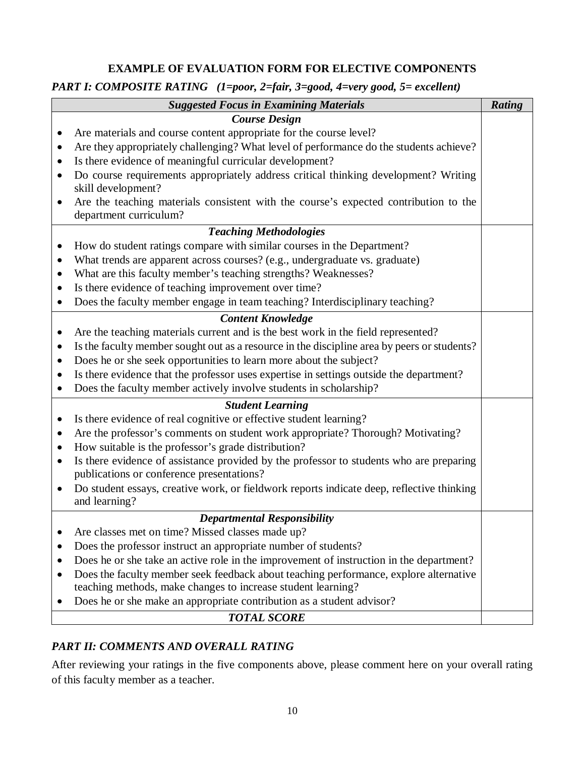**EXAMPLE OF EVALUATION FORM FOR ELECTIVE COMPONENTS**

***PART I: COMPOSITE RATING (1=poor, 2=fair, 3=good, 4=very good, 5= excellent)***

| ***Suggested Focus in Examining Materials*** | ***Rating*** |
|---|---|
| ***Course Design***<br>• Are materials and course content appropriate for the course level?<br>• Are they appropriately challenging? What level of performance do the students achieve?<br>• Is there evidence of meaningful curricular development?<br>• Do course requirements appropriately address critical thinking development? Writing skill development?<br>• Are the teaching materials consistent with the course's expected contribution to the department curriculum? | |
| ***Teaching Methodologies***<br>• How do student ratings compare with similar courses in the Department?<br>• What trends are apparent across courses? (e.g., undergraduate vs. graduate)<br>• What are this faculty member's teaching strengths? Weaknesses?<br>• Is there evidence of teaching improvement over time?<br>• Does the faculty member engage in team teaching? Interdisciplinary teaching? | |
| ***Content Knowledge***<br>• Are the teaching materials current and is the best work in the field represented?<br>• Is the faculty member sought out as a resource in the discipline area by peers or students?<br>• Does he or she seek opportunities to learn more about the subject?<br>• Is there evidence that the professor uses expertise in settings outside the department?<br>• Does the faculty member actively involve students in scholarship? | |
| ***Student Learning***<br>• Is there evidence of real cognitive or effective student learning?<br>• Are the professor's comments on student work appropriate? Thorough? Motivating?<br>• How suitable is the professor's grade distribution?<br>• Is there evidence of assistance provided by the professor to students who are preparing publications or conference presentations?<br>• Do student essays, creative work, or fieldwork reports indicate deep, reflective thinking and learning? | |
| ***Departmental Responsibility***<br>• Are classes met on time? Missed classes made up?<br>• Does the professor instruct an appropriate number of students?<br>• Does he or she take an active role in the improvement of instruction in the department?<br>• Does the faculty member seek feedback about teaching performance, explore alternative teaching methods, make changes to increase student learning?<br>• Does he or she make an appropriate contribution as a student advisor? | |
| ***TOTAL SCORE*** | |

***PART II: COMMENTS AND OVERALL RATING***

After reviewing your ratings in the five components above, please comment here on your overall rating of this faculty member as a teacher.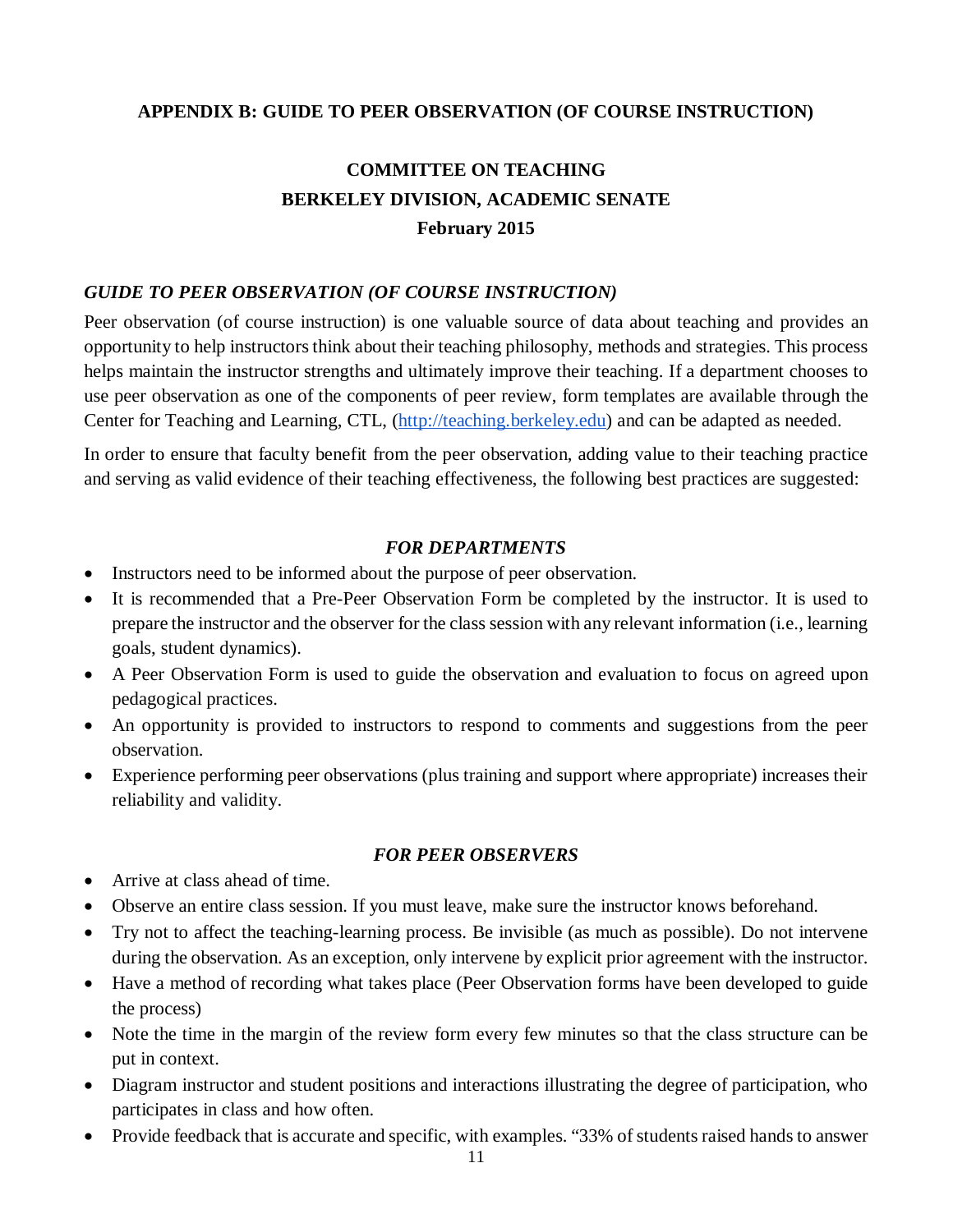**APPENDIX B: GUIDE TO PEER OBSERVATION (OF COURSE INSTRUCTION)**

**COMMITTEE ON TEACHING**
**BERKELEY DIVISION, ACADEMIC SENATE**
**February 2015**

***GUIDE TO PEER OBSERVATION (OF COURSE INSTRUCTION)***

Peer observation (of course instruction) is one valuable source of data about teaching and provides an opportunity to help instructors think about their teaching philosophy, methods and strategies. This process helps maintain the instructor strengths and ultimately improve their teaching. If a department chooses to use peer observation as one of the components of peer review, form templates are available through the Center for Teaching and Learning, CTL, (http://teaching.berkeley.edu) and can be adapted as needed.

In order to ensure that faculty benefit from the peer observation, adding value to their teaching practice and serving as valid evidence of their teaching effectiveness, the following best practices are suggested:

***FOR DEPARTMENTS***

- Instructors need to be informed about the purpose of peer observation.
- It is recommended that a Pre-Peer Observation Form be completed by the instructor. It is used to prepare the instructor and the observer for the class session with any relevant information (i.e., learning goals, student dynamics).
- A Peer Observation Form is used to guide the observation and evaluation to focus on agreed upon pedagogical practices.
- An opportunity is provided to instructors to respond to comments and suggestions from the peer observation.
- Experience performing peer observations (plus training and support where appropriate) increases their reliability and validity.

***FOR PEER OBSERVERS***

- Arrive at class ahead of time.
- Observe an entire class session. If you must leave, make sure the instructor knows beforehand.
- Try not to affect the teaching-learning process. Be invisible (as much as possible). Do not intervene during the observation. As an exception, only intervene by explicit prior agreement with the instructor.
- Have a method of recording what takes place (Peer Observation forms have been developed to guide the process)
- Note the time in the margin of the review form every few minutes so that the class structure can be put in context.
- Diagram instructor and student positions and interactions illustrating the degree of participation, who participates in class and how often.
- Provide feedback that is accurate and specific, with examples. "33% of students raised hands to answer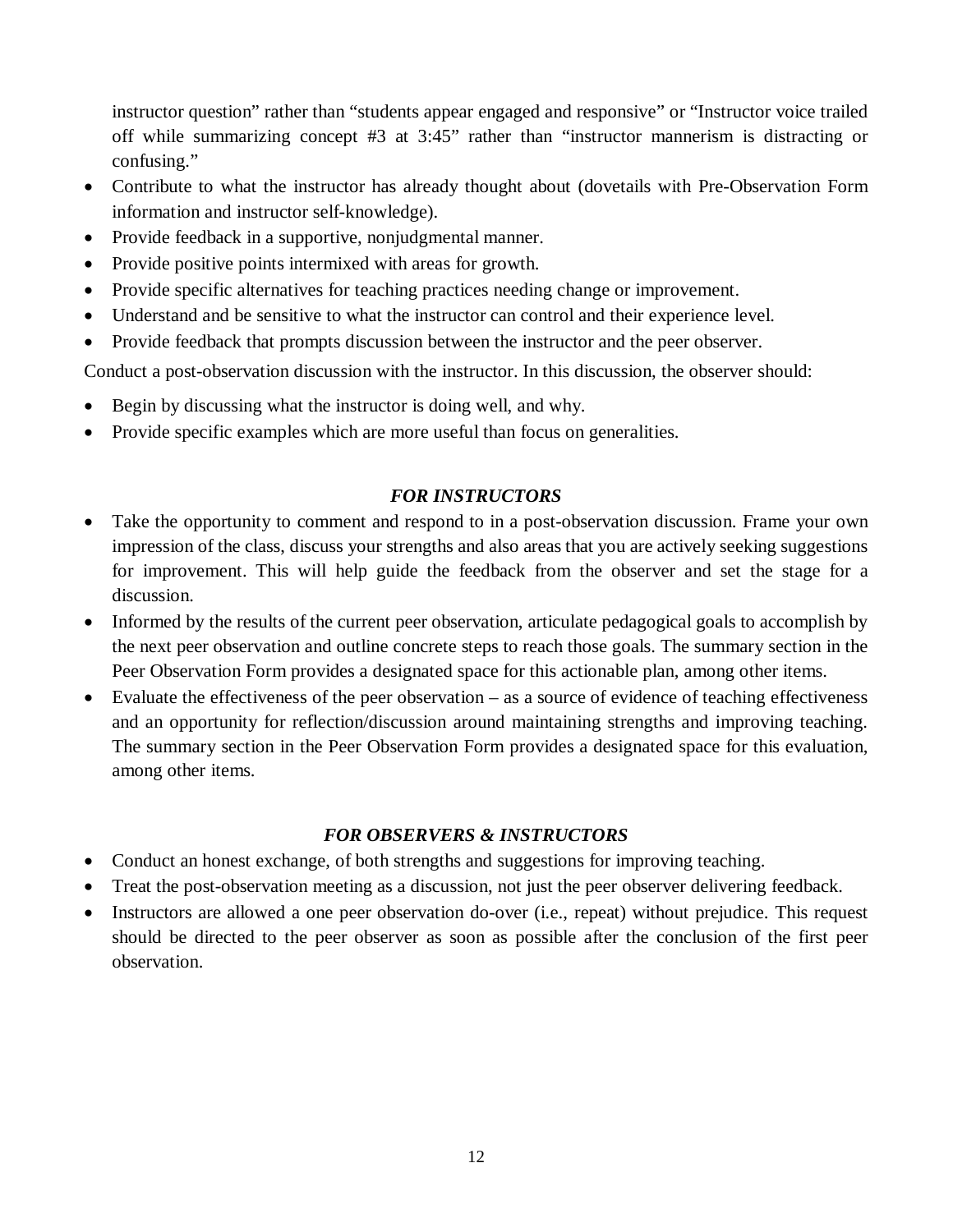instructor question" rather than "students appear engaged and responsive" or "Instructor voice trailed off while summarizing concept #3 at 3:45" rather than "instructor mannerism is distracting or confusing."

- Contribute to what the instructor has already thought about (dovetails with Pre-Observation Form information and instructor self-knowledge).
- Provide feedback in a supportive, nonjudgmental manner.
- Provide positive points intermixed with areas for growth.
- Provide specific alternatives for teaching practices needing change or improvement.
- Understand and be sensitive to what the instructor can control and their experience level.
- Provide feedback that prompts discussion between the instructor and the peer observer.

Conduct a post-observation discussion with the instructor. In this discussion, the observer should:

- Begin by discussing what the instructor is doing well, and why.
- Provide specific examples which are more useful than focus on generalities.

### *FOR INSTRUCTORS*

- Take the opportunity to comment and respond to in a post-observation discussion. Frame your own impression of the class, discuss your strengths and also areas that you are actively seeking suggestions for improvement. This will help guide the feedback from the observer and set the stage for a discussion.
- Informed by the results of the current peer observation, articulate pedagogical goals to accomplish by the next peer observation and outline concrete steps to reach those goals. The summary section in the Peer Observation Form provides a designated space for this actionable plan, among other items.
- Evaluate the effectiveness of the peer observation – as a source of evidence of teaching effectiveness and an opportunity for reflection/discussion around maintaining strengths and improving teaching. The summary section in the Peer Observation Form provides a designated space for this evaluation, among other items.

### *FOR OBSERVERS & INSTRUCTORS*

- Conduct an honest exchange, of both strengths and suggestions for improving teaching.
- Treat the post-observation meeting as a discussion, not just the peer observer delivering feedback.
- Instructors are allowed a one peer observation do-over (i.e., repeat) without prejudice. This request should be directed to the peer observer as soon as possible after the conclusion of the first peer observation.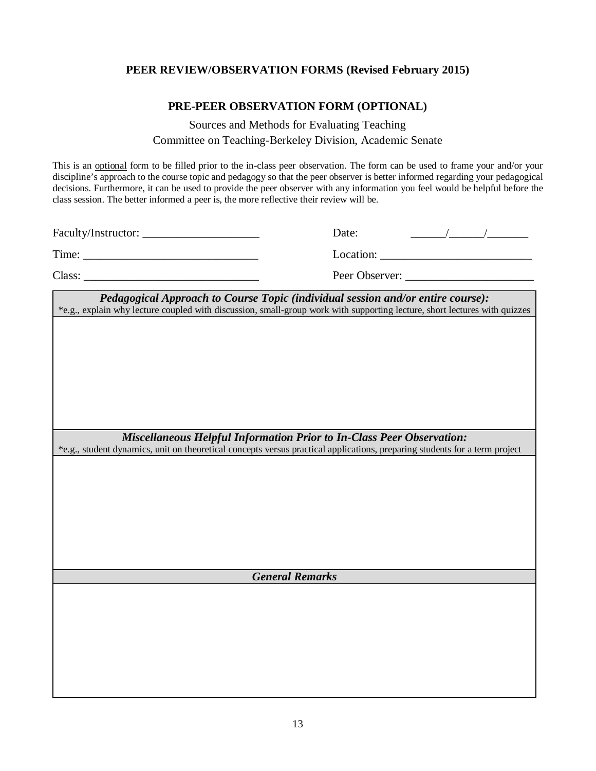## PEER REVIEW/OBSERVATION FORMS (Revised February 2015)

### PRE-PEER OBSERVATION FORM (OPTIONAL)

Sources and Methods for Evaluating Teaching
Committee on Teaching-Berkeley Division, Academic Senate

This is an optional form to be filled prior to the in-class peer observation. The form can be used to frame your and/or your discipline's approach to the course topic and pedagogy so that the peer observer is better informed regarding your pedagogical decisions. Furthermore, it can be used to provide the peer observer with any information you feel would be helpful before the class session. The better informed a peer is, the more reflective their review will be.

Faculty/Instructor: ____________________ Date: ______/______/_______

Time: ______________________________ Location: __________________________

Class: ______________________________ Peer Observer: ______________________

| ***Pedagogical Approach to Course Topic (individual session and/or entire course):*** *e.g., explain why lecture coupled with discussion, small-group work with supporting lecture, short lectures with quizzes |
|---|
| |
| ***Miscellaneous Helpful Information Prior to In-Class Peer Observation:*** *e.g., student dynamics, unit on theoretical concepts versus practical applications, preparing students for a term project |
| |
| ***General Remarks*** |
| |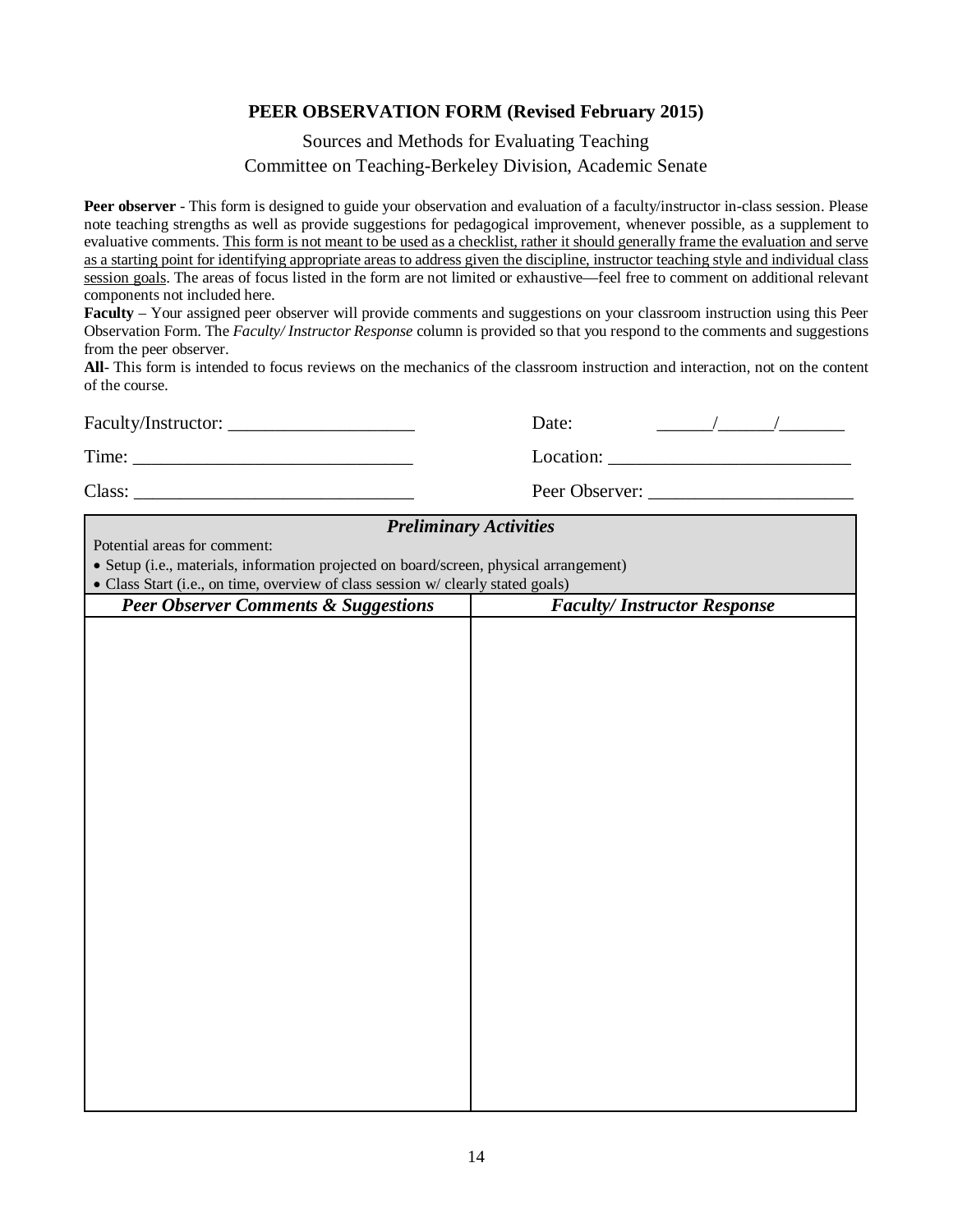**PEER OBSERVATION FORM (Revised February 2015)**

Sources and Methods for Evaluating Teaching
Committee on Teaching-Berkeley Division, Academic Senate

**Peer observer** - This form is designed to guide your observation and evaluation of a faculty/instructor in-class session. Please note teaching strengths as well as provide suggestions for pedagogical improvement, whenever possible, as a supplement to evaluative comments. <u>This form is not meant to be used as a checklist, rather it should generally frame the evaluation and serve as a starting point for identifying appropriate areas to address given the discipline, instructor teaching style and individual class session goals</u>. The areas of focus listed in the form are not limited or exhaustive—feel free to comment on additional relevant components not included here.

**Faculty** – Your assigned peer observer will provide comments and suggestions on your classroom instruction using this Peer Observation Form. The *Faculty/ Instructor Response* column is provided so that you respond to the comments and suggestions from the peer observer.

**All**- This form is intended to focus reviews on the mechanics of the classroom instruction and interaction, not on the content of the course.

Faculty/Instructor: ____________________ Date: ______/______/_______

Time: ______________________________ Location: __________________________

Class: ______________________________ Peer Observer: ______________________

| ***Preliminary Activities*** | |
|---|---|
| Potential areas for comment:<br>• Setup (i.e., materials, information projected on board/screen, physical arrangement)<br>• Class Start (i.e., on time, overview of class session w/ clearly stated goals) | |
| ***Peer Observer Comments & Suggestions*** | ***Faculty/ Instructor Response*** |
| | |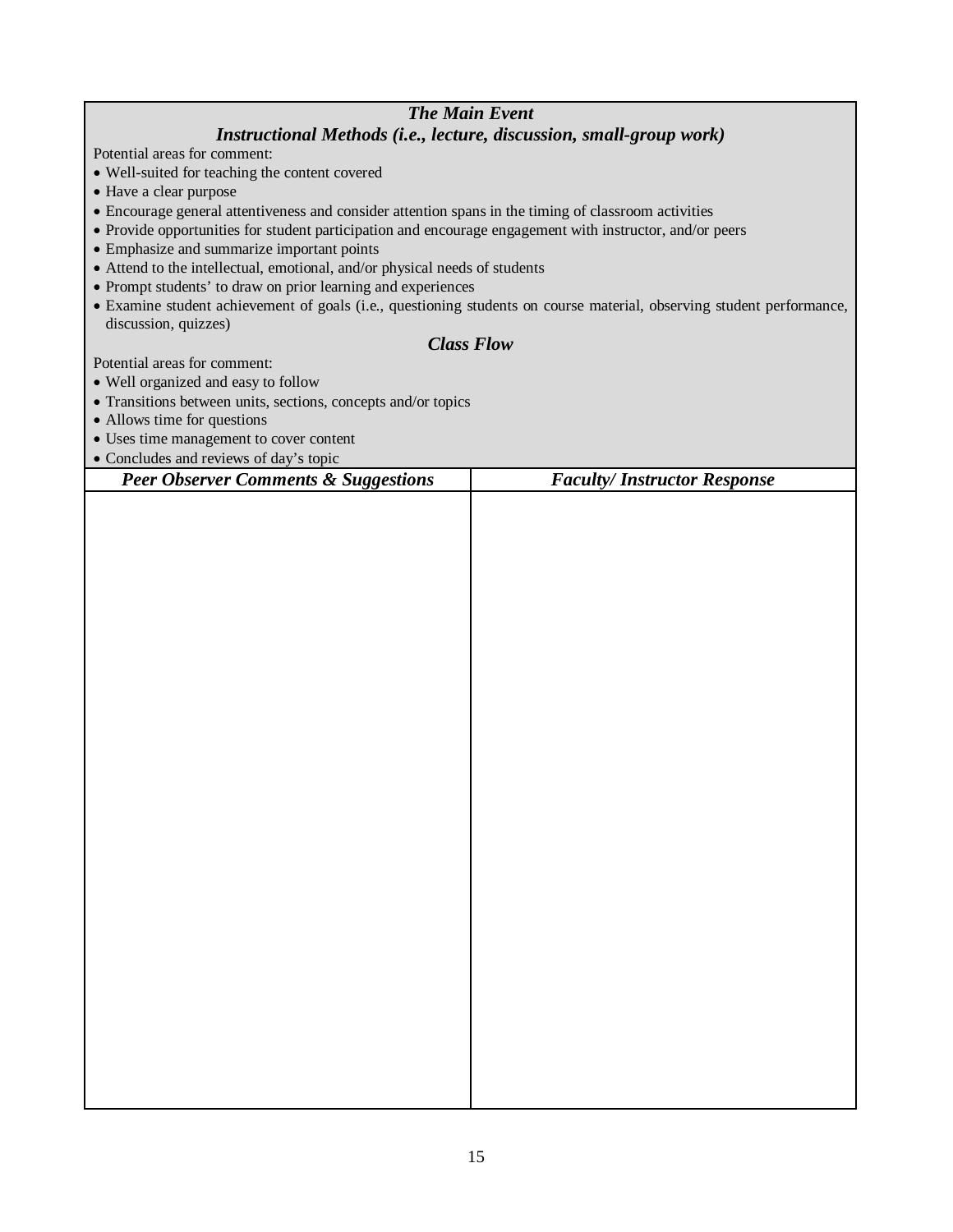### *The Main Event*

### *Instructional Methods (i.e., lecture, discussion, small-group work)*

Potential areas for comment:

- Well-suited for teaching the content covered
- Have a clear purpose
- Encourage general attentiveness and consider attention spans in the timing of classroom activities
- Provide opportunities for student participation and encourage engagement with instructor, and/or peers
- Emphasize and summarize important points
- Attend to the intellectual, emotional, and/or physical needs of students
- Prompt students' to draw on prior learning and experiences
- Examine student achievement of goals (i.e., questioning students on course material, observing student performance, discussion, quizzes)

### *Class Flow*

Potential areas for comment:

- Well organized and easy to follow
- Transitions between units, sections, concepts and/or topics
- Allows time for questions
- Uses time management to cover content
- Concludes and reviews of day's topic

| ***Peer Observer Comments & Suggestions*** | ***Faculty/ Instructor Response*** |
|---|---|
| | |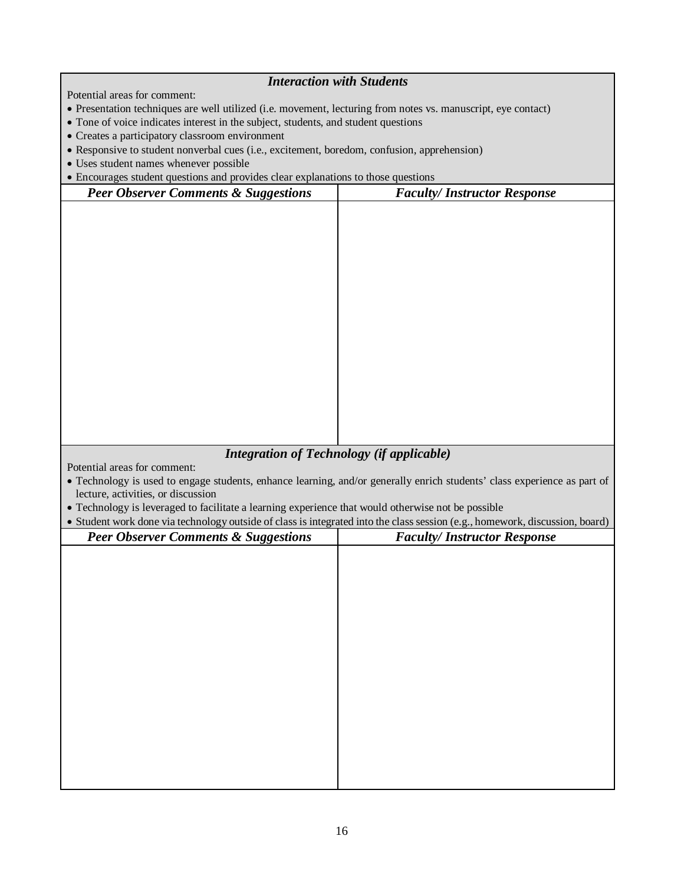***Interaction with Students***

Potential areas for comment:

- Presentation techniques are well utilized (i.e. movement, lecturing from notes vs. manuscript, eye contact)
- Tone of voice indicates interest in the subject, students, and student questions
- Creates a participatory classroom environment
- Responsive to student nonverbal cues (i.e., excitement, boredom, confusion, apprehension)
- Uses student names whenever possible
- Encourages student questions and provides clear explanations to those questions

| ***Peer Observer Comments & Suggestions*** | ***Faculty/ Instructor Response*** |
|---|---|
| | |

***Integration of Technology (if applicable)***

Potential areas for comment:

- Technology is used to engage students, enhance learning, and/or generally enrich students' class experience as part of lecture, activities, or discussion
- Technology is leveraged to facilitate a learning experience that would otherwise not be possible
- Student work done via technology outside of class is integrated into the class session (e.g., homework, discussion, board)

| ***Peer Observer Comments & Suggestions*** | ***Faculty/ Instructor Response*** |
|---|---|
| | |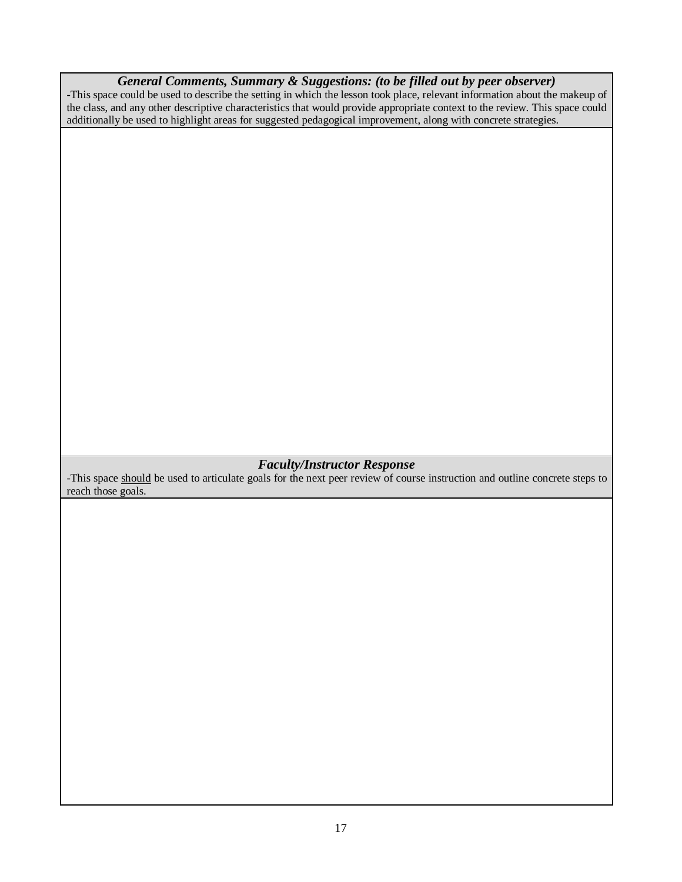| ***General Comments, Summary & Suggestions: (to be filled out by peer observer)*** <br> -This space could be used to describe the setting in which the lesson took place, relevant information about the makeup of the class, and any other descriptive characteristics that would provide appropriate context to the review. This space could additionally be used to highlight areas for suggested pedagogical improvement, along with concrete strategies. |
|---|
| |
| ***Faculty/Instructor Response*** <br> -This space <u>should</u> be used to articulate goals for the next peer review of course instruction and outline concrete steps to reach those goals. |
| |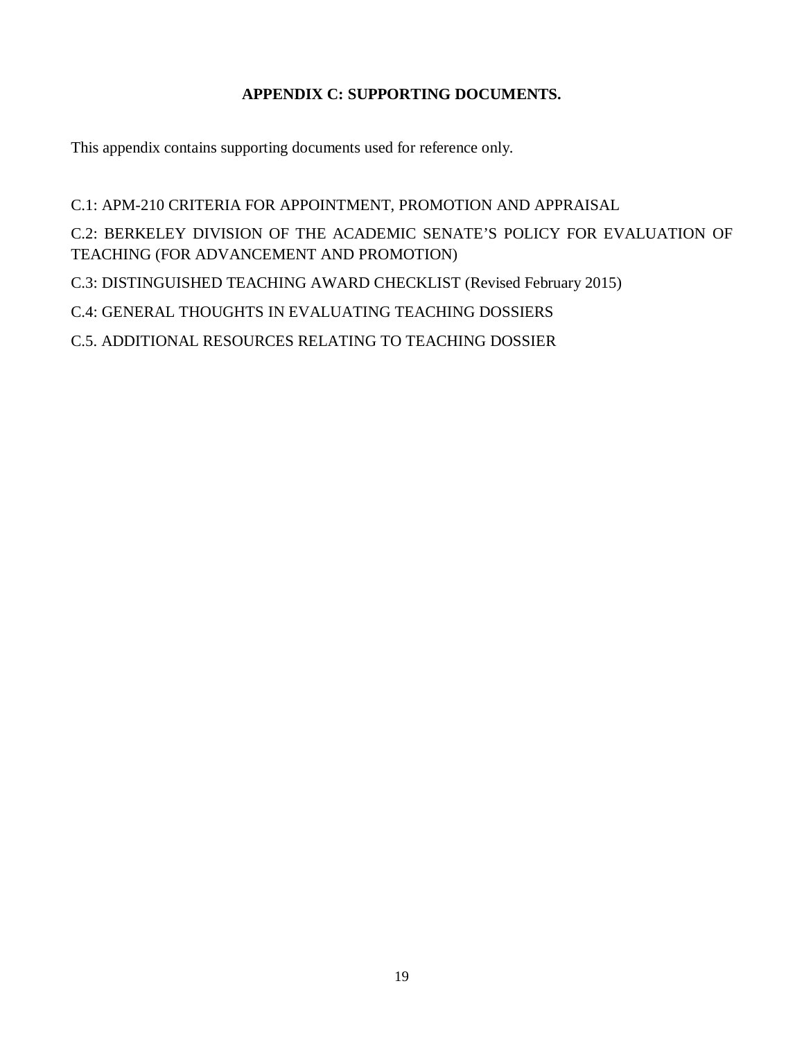# APPENDIX C: SUPPORTING DOCUMENTS.

This appendix contains supporting documents used for reference only.

C.1: APM-210 CRITERIA FOR APPOINTMENT, PROMOTION AND APPRAISAL

C.2: BERKELEY DIVISION OF THE ACADEMIC SENATE'S POLICY FOR EVALUATION OF TEACHING (FOR ADVANCEMENT AND PROMOTION)

C.3: DISTINGUISHED TEACHING AWARD CHECKLIST (Revised February 2015)

C.4: GENERAL THOUGHTS IN EVALUATING TEACHING DOSSIERS

C.5. ADDITIONAL RESOURCES RELATING TO TEACHING DOSSIER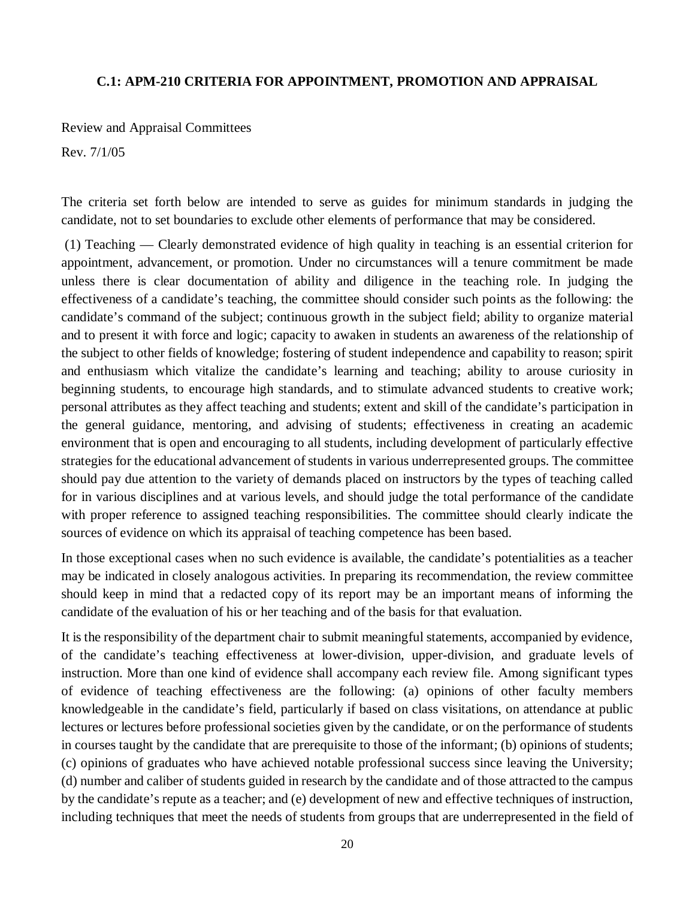### C.1: APM-210 CRITERIA FOR APPOINTMENT, PROMOTION AND APPRAISAL

Review and Appraisal Committees

Rev. 7/1/05

The criteria set forth below are intended to serve as guides for minimum standards in judging the candidate, not to set boundaries to exclude other elements of performance that may be considered.

(1) Teaching — Clearly demonstrated evidence of high quality in teaching is an essential criterion for appointment, advancement, or promotion. Under no circumstances will a tenure commitment be made unless there is clear documentation of ability and diligence in the teaching role. In judging the effectiveness of a candidate's teaching, the committee should consider such points as the following: the candidate's command of the subject; continuous growth in the subject field; ability to organize material and to present it with force and logic; capacity to awaken in students an awareness of the relationship of the subject to other fields of knowledge; fostering of student independence and capability to reason; spirit and enthusiasm which vitalize the candidate's learning and teaching; ability to arouse curiosity in beginning students, to encourage high standards, and to stimulate advanced students to creative work; personal attributes as they affect teaching and students; extent and skill of the candidate's participation in the general guidance, mentoring, and advising of students; effectiveness in creating an academic environment that is open and encouraging to all students, including development of particularly effective strategies for the educational advancement of students in various underrepresented groups. The committee should pay due attention to the variety of demands placed on instructors by the types of teaching called for in various disciplines and at various levels, and should judge the total performance of the candidate with proper reference to assigned teaching responsibilities. The committee should clearly indicate the sources of evidence on which its appraisal of teaching competence has been based.

In those exceptional cases when no such evidence is available, the candidate's potentialities as a teacher may be indicated in closely analogous activities. In preparing its recommendation, the review committee should keep in mind that a redacted copy of its report may be an important means of informing the candidate of the evaluation of his or her teaching and of the basis for that evaluation.

It is the responsibility of the department chair to submit meaningful statements, accompanied by evidence, of the candidate's teaching effectiveness at lower-division, upper-division, and graduate levels of instruction. More than one kind of evidence shall accompany each review file. Among significant types of evidence of teaching effectiveness are the following: (a) opinions of other faculty members knowledgeable in the candidate's field, particularly if based on class visitations, on attendance at public lectures or lectures before professional societies given by the candidate, or on the performance of students in courses taught by the candidate that are prerequisite to those of the informant; (b) opinions of students; (c) opinions of graduates who have achieved notable professional success since leaving the University; (d) number and caliber of students guided in research by the candidate and of those attracted to the campus by the candidate's repute as a teacher; and (e) development of new and effective techniques of instruction, including techniques that meet the needs of students from groups that are underrepresented in the field of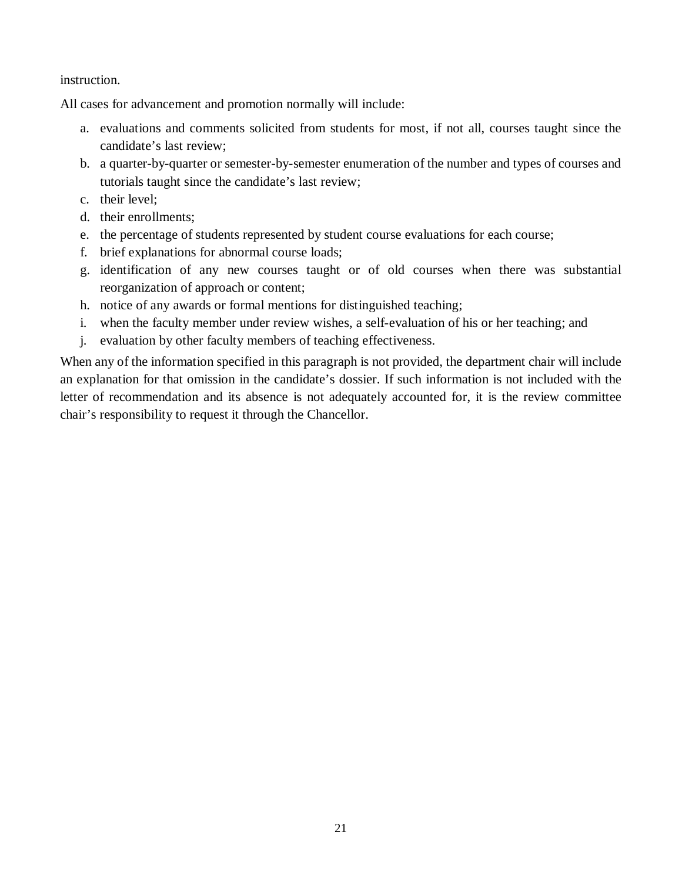instruction.

All cases for advancement and promotion normally will include:

a. evaluations and comments solicited from students for most, if not all, courses taught since the candidate’s last review;
b. a quarter-by-quarter or semester-by-semester enumeration of the number and types of courses and tutorials taught since the candidate’s last review;
c. their level;
d. their enrollments;
e. the percentage of students represented by student course evaluations for each course;
f. brief explanations for abnormal course loads;
g. identification of any new courses taught or of old courses when there was substantial reorganization of approach or content;
h. notice of any awards or formal mentions for distinguished teaching;
i. when the faculty member under review wishes, a self-evaluation of his or her teaching; and
j. evaluation by other faculty members of teaching effectiveness.

When any of the information specified in this paragraph is not provided, the department chair will include an explanation for that omission in the candidate’s dossier. If such information is not included with the letter of recommendation and its absence is not adequately accounted for, it is the review committee chair’s responsibility to request it through the Chancellor.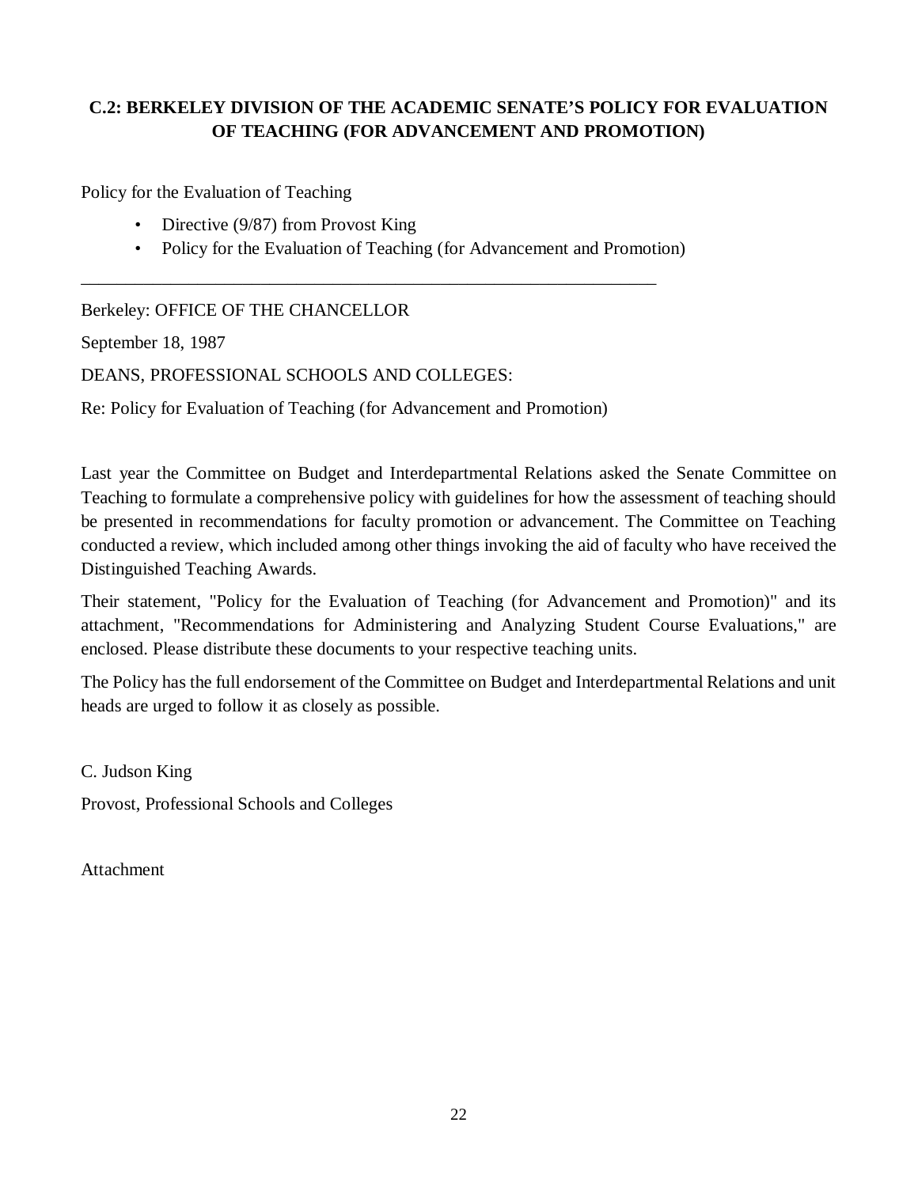## C.2: BERKELEY DIVISION OF THE ACADEMIC SENATE'S POLICY FOR EVALUATION OF TEACHING (FOR ADVANCEMENT AND PROMOTION)

Policy for the Evaluation of Teaching

- Directive (9/87) from Provost King
- Policy for the Evaluation of Teaching (for Advancement and Promotion)

---

Berkeley: OFFICE OF THE CHANCELLOR

September 18, 1987

DEANS, PROFESSIONAL SCHOOLS AND COLLEGES:

Re: Policy for Evaluation of Teaching (for Advancement and Promotion)

Last year the Committee on Budget and Interdepartmental Relations asked the Senate Committee on Teaching to formulate a comprehensive policy with guidelines for how the assessment of teaching should be presented in recommendations for faculty promotion or advancement. The Committee on Teaching conducted a review, which included among other things invoking the aid of faculty who have received the Distinguished Teaching Awards.

Their statement, "Policy for the Evaluation of Teaching (for Advancement and Promotion)" and its attachment, "Recommendations for Administering and Analyzing Student Course Evaluations," are enclosed. Please distribute these documents to your respective teaching units.

The Policy has the full endorsement of the Committee on Budget and Interdepartmental Relations and unit heads are urged to follow it as closely as possible.

C. Judson King

Provost, Professional Schools and Colleges

Attachment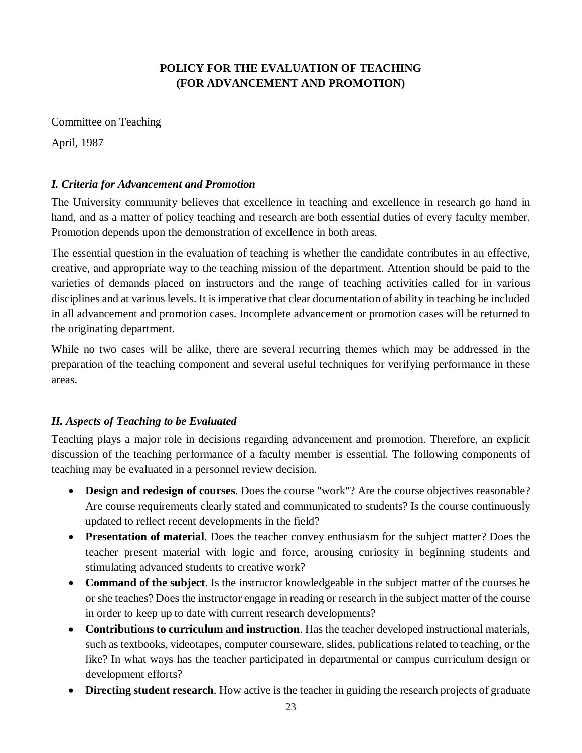**POLICY FOR THE EVALUATION OF TEACHING**
**(FOR ADVANCEMENT AND PROMOTION)**

Committee on Teaching

April, 1987

### *I. Criteria for Advancement and Promotion*

The University community believes that excellence in teaching and excellence in research go hand in hand, and as a matter of policy teaching and research are both essential duties of every faculty member. Promotion depends upon the demonstration of excellence in both areas.

The essential question in the evaluation of teaching is whether the candidate contributes in an effective, creative, and appropriate way to the teaching mission of the department. Attention should be paid to the varieties of demands placed on instructors and the range of teaching activities called for in various disciplines and at various levels. It is imperative that clear documentation of ability in teaching be included in all advancement and promotion cases. Incomplete advancement or promotion cases will be returned to the originating department.

While no two cases will be alike, there are several recurring themes which may be addressed in the preparation of the teaching component and several useful techniques for verifying performance in these areas.

### *II. Aspects of Teaching to be Evaluated*

Teaching plays a major role in decisions regarding advancement and promotion. Therefore, an explicit discussion of the teaching performance of a faculty member is essential. The following components of teaching may be evaluated in a personnel review decision.

- **Design and redesign of courses**. Does the course "work"? Are the course objectives reasonable? Are course requirements clearly stated and communicated to students? Is the course continuously updated to reflect recent developments in the field?
- **Presentation of material**. Does the teacher convey enthusiasm for the subject matter? Does the teacher present material with logic and force, arousing curiosity in beginning students and stimulating advanced students to creative work?
- **Command of the subject**. Is the instructor knowledgeable in the subject matter of the courses he or she teaches? Does the instructor engage in reading or research in the subject matter of the course in order to keep up to date with current research developments?
- **Contributions to curriculum and instruction**. Has the teacher developed instructional materials, such as textbooks, videotapes, computer courseware, slides, publications related to teaching, or the like? In what ways has the teacher participated in departmental or campus curriculum design or development efforts?
- **Directing student research**. How active is the teacher in guiding the research projects of graduate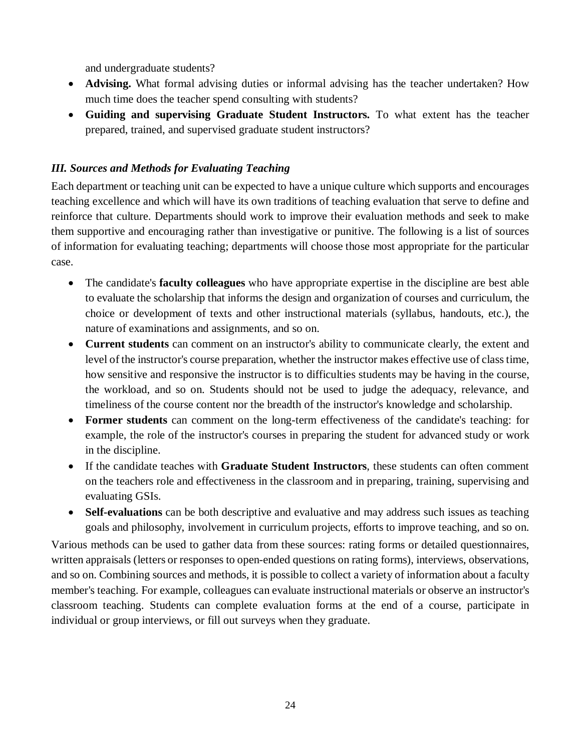and undergraduate students?

- **Advising.** What formal advising duties or informal advising has the teacher undertaken? How much time does the teacher spend consulting with students?
- **Guiding and supervising Graduate Student Instructors.** To what extent has the teacher prepared, trained, and supervised graduate student instructors?

### *III. Sources and Methods for Evaluating Teaching*

Each department or teaching unit can be expected to have a unique culture which supports and encourages teaching excellence and which will have its own traditions of teaching evaluation that serve to define and reinforce that culture. Departments should work to improve their evaluation methods and seek to make them supportive and encouraging rather than investigative or punitive. The following is a list of sources of information for evaluating teaching; departments will choose those most appropriate for the particular case.

- The candidate's **faculty colleagues** who have appropriate expertise in the discipline are best able to evaluate the scholarship that informs the design and organization of courses and curriculum, the choice or development of texts and other instructional materials (syllabus, handouts, etc.), the nature of examinations and assignments, and so on.
- **Current students** can comment on an instructor's ability to communicate clearly, the extent and level of the instructor's course preparation, whether the instructor makes effective use of class time, how sensitive and responsive the instructor is to difficulties students may be having in the course, the workload, and so on. Students should not be used to judge the adequacy, relevance, and timeliness of the course content nor the breadth of the instructor's knowledge and scholarship.
- **Former students** can comment on the long-term effectiveness of the candidate's teaching: for example, the role of the instructor's courses in preparing the student for advanced study or work in the discipline.
- If the candidate teaches with **Graduate Student Instructors**, these students can often comment on the teachers role and effectiveness in the classroom and in preparing, training, supervising and evaluating GSIs.
- **Self-evaluations** can be both descriptive and evaluative and may address such issues as teaching goals and philosophy, involvement in curriculum projects, efforts to improve teaching, and so on.

Various methods can be used to gather data from these sources: rating forms or detailed questionnaires, written appraisals (letters or responses to open-ended questions on rating forms), interviews, observations, and so on. Combining sources and methods, it is possible to collect a variety of information about a faculty member's teaching. For example, colleagues can evaluate instructional materials or observe an instructor's classroom teaching. Students can complete evaluation forms at the end of a course, participate in individual or group interviews, or fill out surveys when they graduate.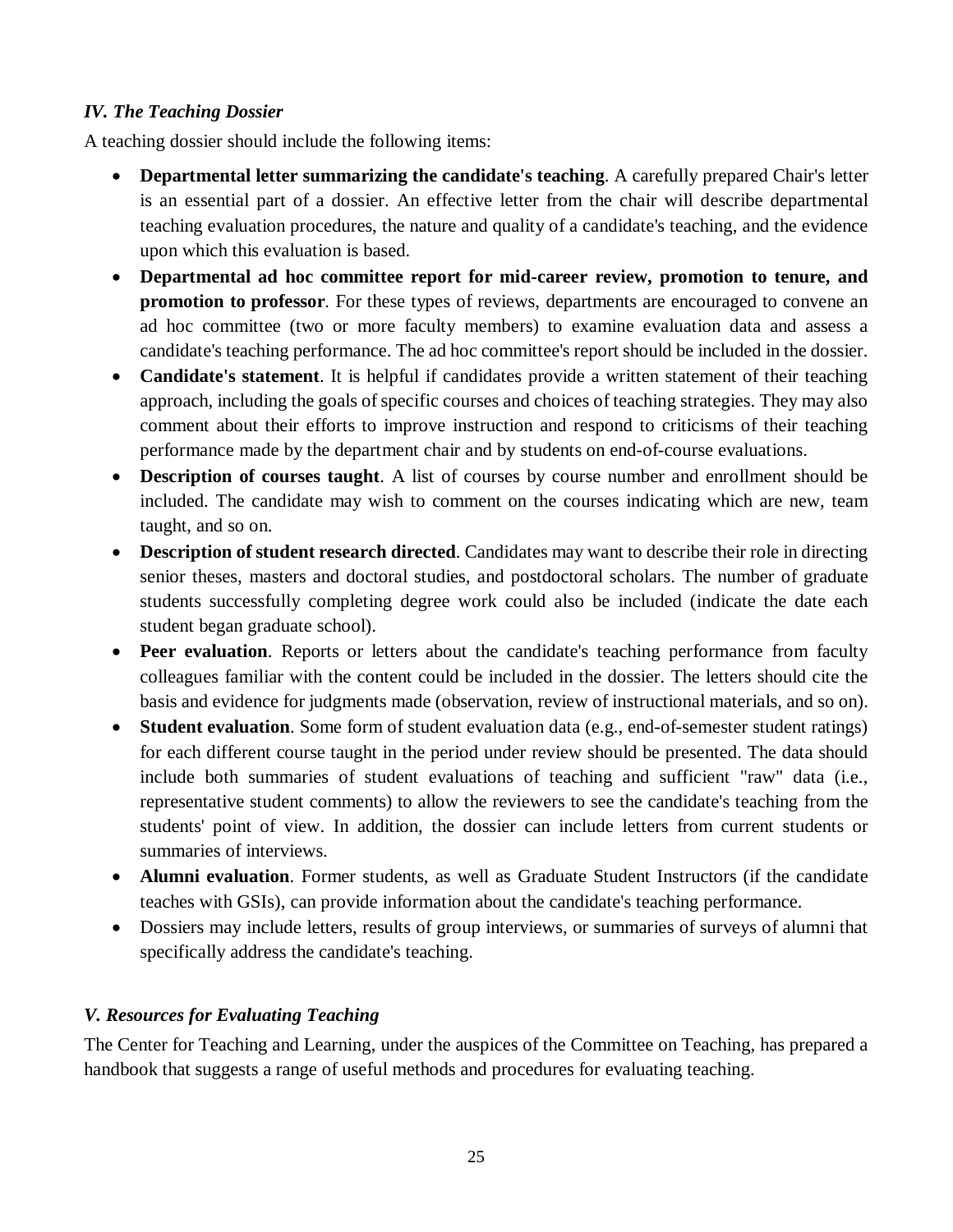### *IV. The Teaching Dossier*

A teaching dossier should include the following items:

- **Departmental letter summarizing the candidate's teaching**. A carefully prepared Chair's letter is an essential part of a dossier. An effective letter from the chair will describe departmental teaching evaluation procedures, the nature and quality of a candidate's teaching, and the evidence upon which this evaluation is based.
- **Departmental ad hoc committee report for mid-career review, promotion to tenure, and promotion to professor**. For these types of reviews, departments are encouraged to convene an ad hoc committee (two or more faculty members) to examine evaluation data and assess a candidate's teaching performance. The ad hoc committee's report should be included in the dossier.
- **Candidate's statement**. It is helpful if candidates provide a written statement of their teaching approach, including the goals of specific courses and choices of teaching strategies. They may also comment about their efforts to improve instruction and respond to criticisms of their teaching performance made by the department chair and by students on end-of-course evaluations.
- **Description of courses taught**. A list of courses by course number and enrollment should be included. The candidate may wish to comment on the courses indicating which are new, team taught, and so on.
- **Description of student research directed**. Candidates may want to describe their role in directing senior theses, masters and doctoral studies, and postdoctoral scholars. The number of graduate students successfully completing degree work could also be included (indicate the date each student began graduate school).
- **Peer evaluation**. Reports or letters about the candidate's teaching performance from faculty colleagues familiar with the content could be included in the dossier. The letters should cite the basis and evidence for judgments made (observation, review of instructional materials, and so on).
- **Student evaluation**. Some form of student evaluation data (e.g., end-of-semester student ratings) for each different course taught in the period under review should be presented. The data should include both summaries of student evaluations of teaching and sufficient "raw" data (i.e., representative student comments) to allow the reviewers to see the candidate's teaching from the students' point of view. In addition, the dossier can include letters from current students or summaries of interviews.
- **Alumni evaluation**. Former students, as well as Graduate Student Instructors (if the candidate teaches with GSIs), can provide information about the candidate's teaching performance.
- Dossiers may include letters, results of group interviews, or summaries of surveys of alumni that specifically address the candidate's teaching.

### *V. Resources for Evaluating Teaching*

The Center for Teaching and Learning, under the auspices of the Committee on Teaching, has prepared a handbook that suggests a range of useful methods and procedures for evaluating teaching.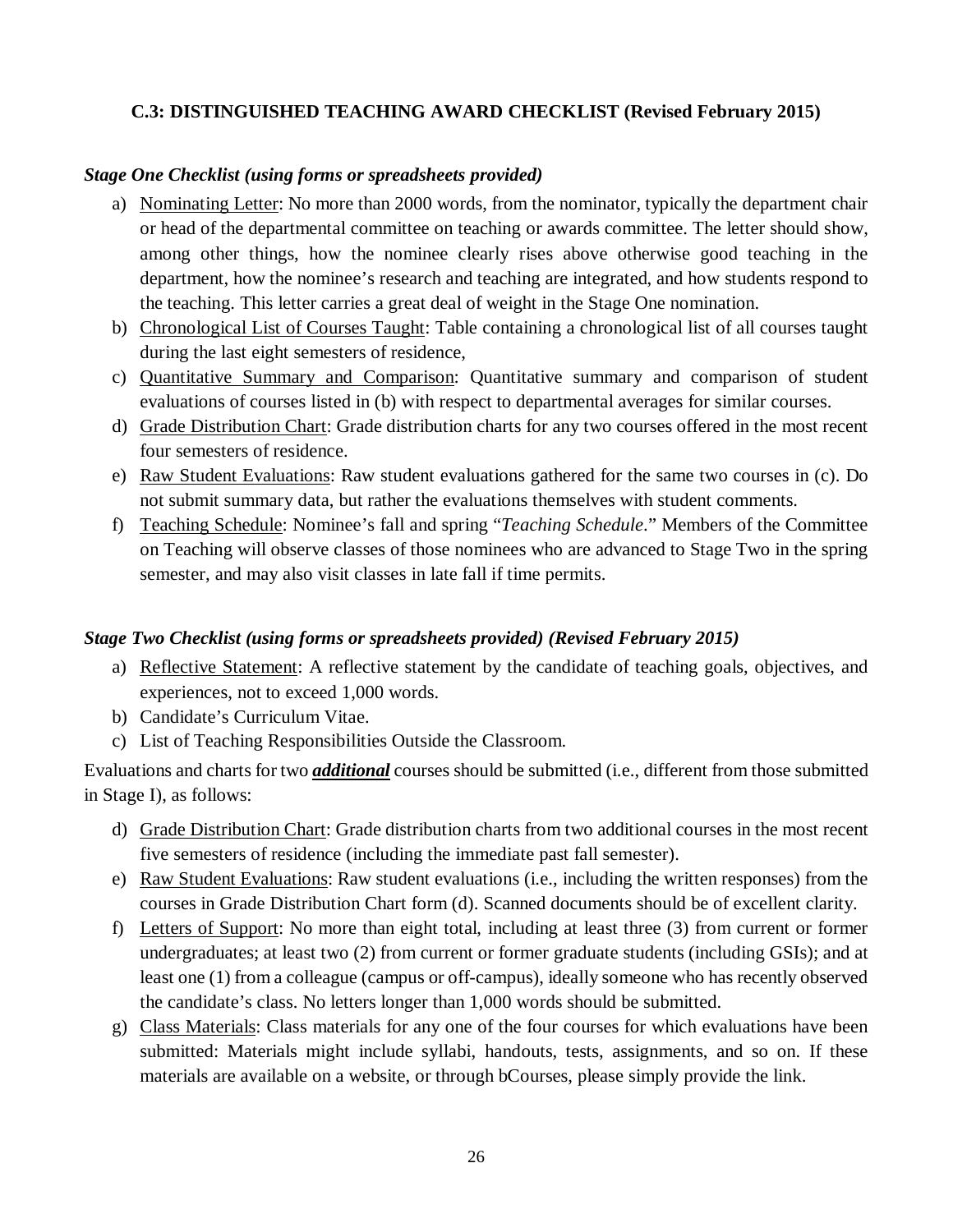### C.3: DISTINGUISHED TEACHING AWARD CHECKLIST (Revised February 2015)

***Stage One Checklist (using forms or spreadsheets provided)***

a) <u>Nominating Letter</u>: No more than 2000 words, from the nominator, typically the department chair or head of the departmental committee on teaching or awards committee. The letter should show, among other things, how the nominee clearly rises above otherwise good teaching in the department, how the nominee's research and teaching are integrated, and how students respond to the teaching. This letter carries a great deal of weight in the Stage One nomination.

b) <u>Chronological List of Courses Taught</u>: Table containing a chronological list of all courses taught during the last eight semesters of residence,

c) <u>Quantitative Summary and Comparison</u>: Quantitative summary and comparison of student evaluations of courses listed in (b) with respect to departmental averages for similar courses.

d) <u>Grade Distribution Chart</u>: Grade distribution charts for any two courses offered in the most recent four semesters of residence.

e) <u>Raw Student Evaluations</u>: Raw student evaluations gathered for the same two courses in (c). Do not submit summary data, but rather the evaluations themselves with student comments.

f) <u>Teaching Schedule</u>: Nominee's fall and spring "*Teaching Schedule*." Members of the Committee on Teaching will observe classes of those nominees who are advanced to Stage Two in the spring semester, and may also visit classes in late fall if time permits.

***Stage Two Checklist (using forms or spreadsheets provided) (Revised February 2015)***

a) <u>Reflective Statement</u>: A reflective statement by the candidate of teaching goals, objectives, and experiences, not to exceed 1,000 words.

b) Candidate's Curriculum Vitae.

c) List of Teaching Responsibilities Outside the Classroom.

Evaluations and charts for two ***<u>additional</u>*** courses should be submitted (i.e., different from those submitted in Stage I), as follows:

d) <u>Grade Distribution Chart</u>: Grade distribution charts from two additional courses in the most recent five semesters of residence (including the immediate past fall semester).

e) <u>Raw Student Evaluations</u>: Raw student evaluations (i.e., including the written responses) from the courses in Grade Distribution Chart form (d). Scanned documents should be of excellent clarity.

f) <u>Letters of Support</u>: No more than eight total, including at least three (3) from current or former undergraduates; at least two (2) from current or former graduate students (including GSIs); and at least one (1) from a colleague (campus or off-campus), ideally someone who has recently observed the candidate's class. No letters longer than 1,000 words should be submitted.

g) <u>Class Materials</u>: Class materials for any one of the four courses for which evaluations have been submitted: Materials might include syllabi, handouts, tests, assignments, and so on. If these materials are available on a website, or through bCourses, please simply provide the link.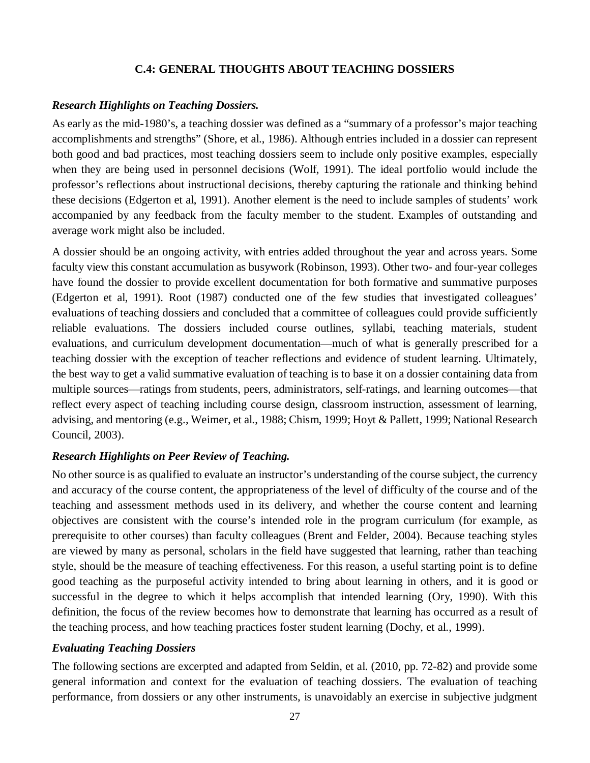## C.4: GENERAL THOUGHTS ABOUT TEACHING DOSSIERS

***Research Highlights on Teaching Dossiers.***

As early as the mid-1980’s, a teaching dossier was defined as a “summary of a professor’s major teaching accomplishments and strengths” (Shore, et al., 1986). Although entries included in a dossier can represent both good and bad practices, most teaching dossiers seem to include only positive examples, especially when they are being used in personnel decisions (Wolf, 1991). The ideal portfolio would include the professor’s reflections about instructional decisions, thereby capturing the rationale and thinking behind these decisions (Edgerton et al, 1991). Another element is the need to include samples of students’ work accompanied by any feedback from the faculty member to the student. Examples of outstanding and average work might also be included.

A dossier should be an ongoing activity, with entries added throughout the year and across years. Some faculty view this constant accumulation as busywork (Robinson, 1993). Other two- and four-year colleges have found the dossier to provide excellent documentation for both formative and summative purposes (Edgerton et al, 1991). Root (1987) conducted one of the few studies that investigated colleagues’ evaluations of teaching dossiers and concluded that a committee of colleagues could provide sufficiently reliable evaluations. The dossiers included course outlines, syllabi, teaching materials, student evaluations, and curriculum development documentation—much of what is generally prescribed for a teaching dossier with the exception of teacher reflections and evidence of student learning. Ultimately, the best way to get a valid summative evaluation of teaching is to base it on a dossier containing data from multiple sources—ratings from students, peers, administrators, self-ratings, and learning outcomes—that reflect every aspect of teaching including course design, classroom instruction, assessment of learning, advising, and mentoring (e.g., Weimer, et al., 1988; Chism, 1999; Hoyt & Pallett, 1999; National Research Council, 2003).

***Research Highlights on Peer Review of Teaching.***

No other source is as qualified to evaluate an instructor’s understanding of the course subject, the currency and accuracy of the course content, the appropriateness of the level of difficulty of the course and of the teaching and assessment methods used in its delivery, and whether the course content and learning objectives are consistent with the course’s intended role in the program curriculum (for example, as prerequisite to other courses) than faculty colleagues (Brent and Felder, 2004). Because teaching styles are viewed by many as personal, scholars in the field have suggested that learning, rather than teaching style, should be the measure of teaching effectiveness. For this reason, a useful starting point is to define good teaching as the purposeful activity intended to bring about learning in others, and it is good or successful in the degree to which it helps accomplish that intended learning (Ory, 1990). With this definition, the focus of the review becomes how to demonstrate that learning has occurred as a result of the teaching process, and how teaching practices foster student learning (Dochy, et al., 1999).

***Evaluating Teaching Dossiers***

The following sections are excerpted and adapted from Seldin, et al. (2010, pp. 72-82) and provide some general information and context for the evaluation of teaching dossiers. The evaluation of teaching performance, from dossiers or any other instruments, is unavoidably an exercise in subjective judgment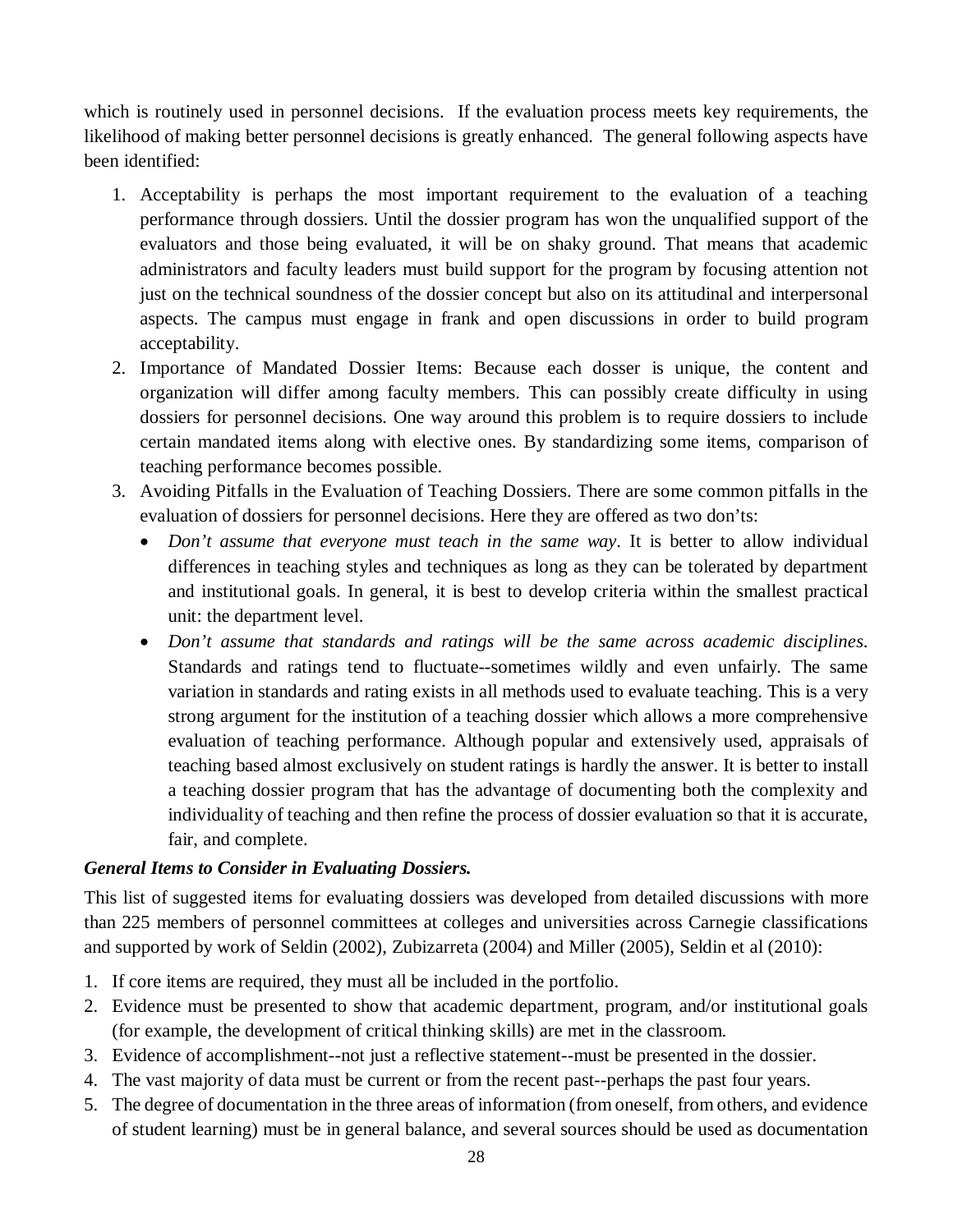which is routinely used in personnel decisions. If the evaluation process meets key requirements, the likelihood of making better personnel decisions is greatly enhanced. The general following aspects have been identified:

1. Acceptability is perhaps the most important requirement to the evaluation of a teaching performance through dossiers. Until the dossier program has won the unqualified support of the evaluators and those being evaluated, it will be on shaky ground. That means that academic administrators and faculty leaders must build support for the program by focusing attention not just on the technical soundness of the dossier concept but also on its attitudinal and interpersonal aspects. The campus must engage in frank and open discussions in order to build program acceptability.
2. Importance of Mandated Dossier Items: Because each dosser is unique, the content and organization will differ among faculty members. This can possibly create difficulty in using dossiers for personnel decisions. One way around this problem is to require dossiers to include certain mandated items along with elective ones. By standardizing some items, comparison of teaching performance becomes possible.
3. Avoiding Pitfalls in the Evaluation of Teaching Dossiers. There are some common pitfalls in the evaluation of dossiers for personnel decisions. Here they are offered as two don'ts:
   - *Don't assume that everyone must teach in the same way*. It is better to allow individual differences in teaching styles and techniques as long as they can be tolerated by department and institutional goals. In general, it is best to develop criteria within the smallest practical unit: the department level.
   - *Don't assume that standards and ratings will be the same across academic disciplines*. Standards and ratings tend to fluctuate--sometimes wildly and even unfairly. The same variation in standards and rating exists in all methods used to evaluate teaching. This is a very strong argument for the institution of a teaching dossier which allows a more comprehensive evaluation of teaching performance. Although popular and extensively used, appraisals of teaching based almost exclusively on student ratings is hardly the answer. It is better to install a teaching dossier program that has the advantage of documenting both the complexity and individuality of teaching and then refine the process of dossier evaluation so that it is accurate, fair, and complete.

***General Items to Consider in Evaluating Dossiers.***

This list of suggested items for evaluating dossiers was developed from detailed discussions with more than 225 members of personnel committees at colleges and universities across Carnegie classifications and supported by work of Seldin (2002), Zubizarreta (2004) and Miller (2005), Seldin et al (2010):

1. If core items are required, they must all be included in the portfolio.
2. Evidence must be presented to show that academic department, program, and/or institutional goals (for example, the development of critical thinking skills) are met in the classroom.
3. Evidence of accomplishment--not just a reflective statement--must be presented in the dossier.
4. The vast majority of data must be current or from the recent past--perhaps the past four years.
5. The degree of documentation in the three areas of information (from oneself, from others, and evidence of student learning) must be in general balance, and several sources should be used as documentation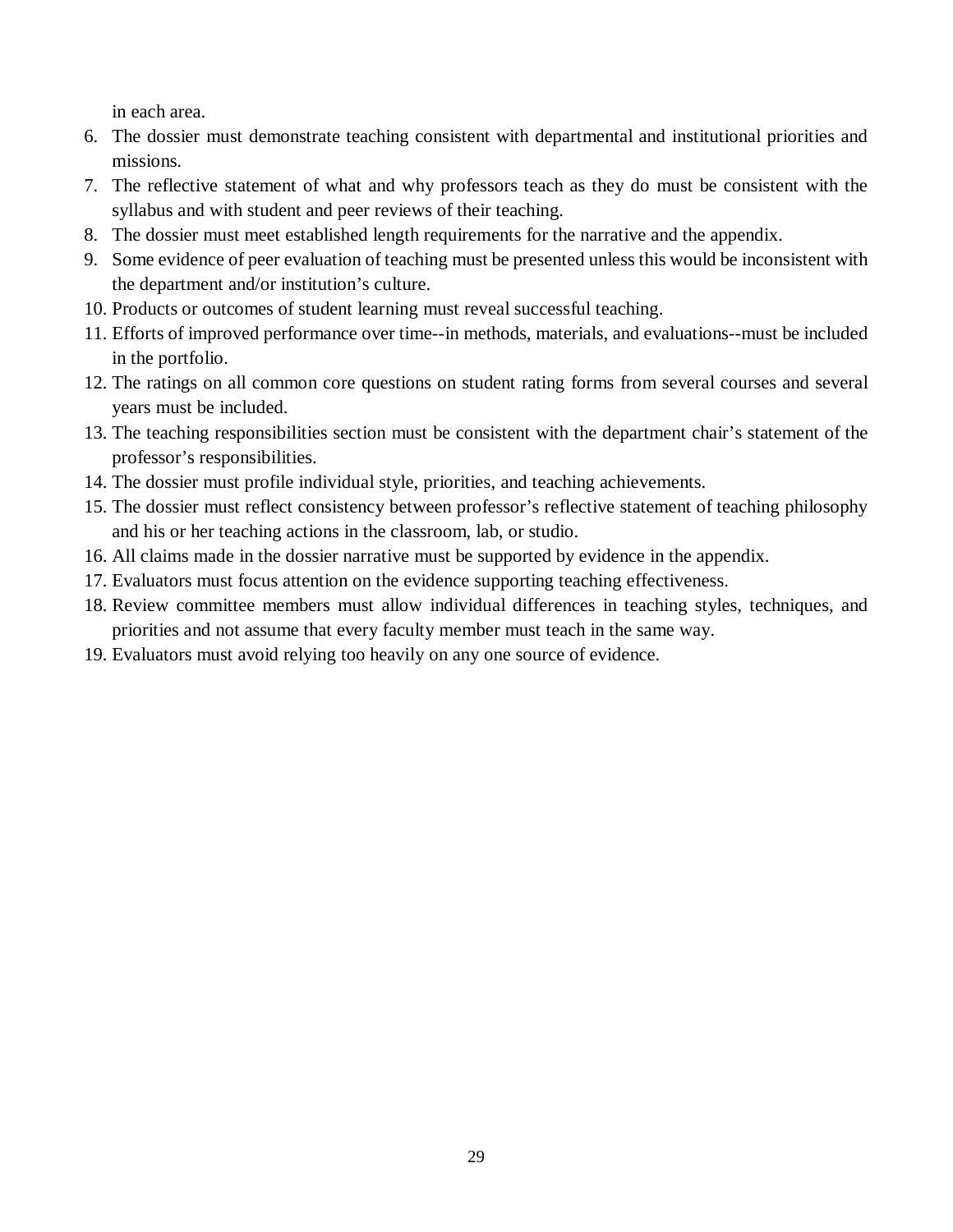in each area.

6. The dossier must demonstrate teaching consistent with departmental and institutional priorities and missions.
7. The reflective statement of what and why professors teach as they do must be consistent with the syllabus and with student and peer reviews of their teaching.
8. The dossier must meet established length requirements for the narrative and the appendix.
9. Some evidence of peer evaluation of teaching must be presented unless this would be inconsistent with the department and/or institution's culture.
10. Products or outcomes of student learning must reveal successful teaching.
11. Efforts of improved performance over time--in methods, materials, and evaluations--must be included in the portfolio.
12. The ratings on all common core questions on student rating forms from several courses and several years must be included.
13. The teaching responsibilities section must be consistent with the department chair's statement of the professor's responsibilities.
14. The dossier must profile individual style, priorities, and teaching achievements.
15. The dossier must reflect consistency between professor's reflective statement of teaching philosophy and his or her teaching actions in the classroom, lab, or studio.
16. All claims made in the dossier narrative must be supported by evidence in the appendix.
17. Evaluators must focus attention on the evidence supporting teaching effectiveness.
18. Review committee members must allow individual differences in teaching styles, techniques, and priorities and not assume that every faculty member must teach in the same way.
19. Evaluators must avoid relying too heavily on any one source of evidence.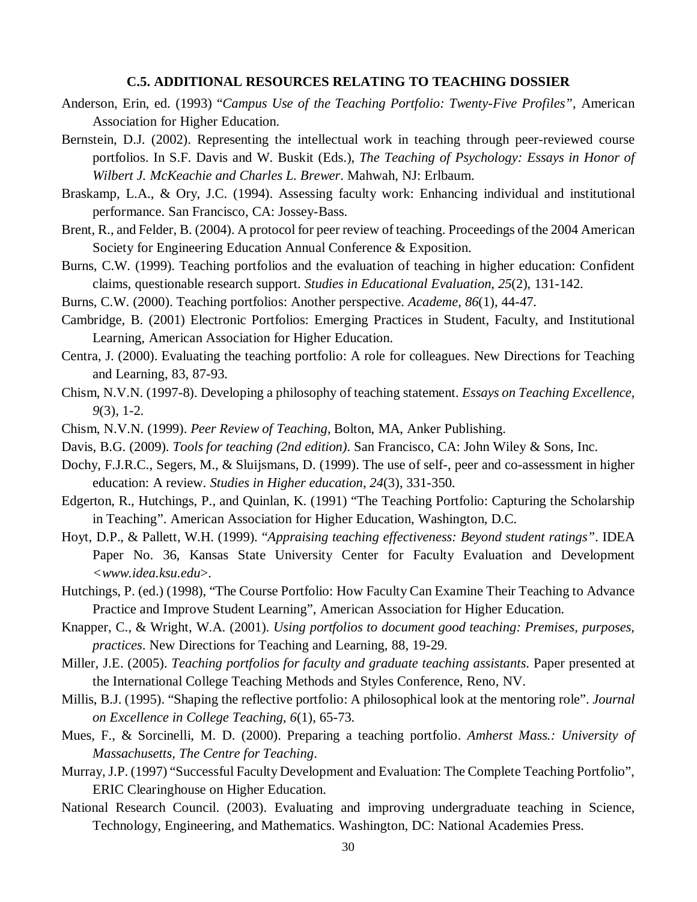### C.5. ADDITIONAL RESOURCES RELATING TO TEACHING DOSSIER

Anderson, Erin, ed. (1993) "*Campus Use of the Teaching Portfolio: Twenty-Five Profiles"*, American Association for Higher Education.

Bernstein, D.J. (2002). Representing the intellectual work in teaching through peer-reviewed course portfolios. In S.F. Davis and W. Buskit (Eds.), *The Teaching of Psychology: Essays in Honor of Wilbert J. McKeachie and Charles L. Brewer*. Mahwah, NJ: Erlbaum.

Braskamp, L.A., & Ory, J.C. (1994). Assessing faculty work: Enhancing individual and institutional performance. San Francisco, CA: Jossey-Bass.

Brent, R., and Felder, B. (2004). A protocol for peer review of teaching. Proceedings of the 2004 American Society for Engineering Education Annual Conference & Exposition.

Burns, C.W. (1999). Teaching portfolios and the evaluation of teaching in higher education: Confident claims, questionable research support. *Studies in Educational Evaluation, 25*(2), 131-142.

Burns, C.W. (2000). Teaching portfolios: Another perspective. *Academe, 86*(1), 44-47.

Cambridge, B. (2001) Electronic Portfolios: Emerging Practices in Student, Faculty, and Institutional Learning, American Association for Higher Education.

Centra, J. (2000). Evaluating the teaching portfolio: A role for colleagues. New Directions for Teaching and Learning, 83, 87-93.

Chism, N.V.N. (1997-8). Developing a philosophy of teaching statement. *Essays on Teaching Excellence, 9*(3), 1-2.

Chism, N.V.N. (1999). *Peer Review of Teaching*, Bolton, MA, Anker Publishing.

Davis, B.G. (2009). *Tools for teaching (2nd edition)*. San Francisco, CA: John Wiley & Sons, Inc.

Dochy, F.J.R.C., Segers, M., & Sluijsmans, D. (1999). The use of self-, peer and co-assessment in higher education: A review. *Studies in Higher education*, *24*(3), 331-350.

Edgerton, R., Hutchings, P., and Quinlan, K. (1991) "The Teaching Portfolio: Capturing the Scholarship in Teaching". American Association for Higher Education, Washington, D.C.

Hoyt, D.P., & Pallett, W.H. (1999). "*Appraising teaching effectiveness: Beyond student ratings"*. IDEA Paper No. 36, Kansas State University Center for Faculty Evaluation and Development *<www.idea.ksu.edu>*.

Hutchings, P. (ed.) (1998), "The Course Portfolio: How Faculty Can Examine Their Teaching to Advance Practice and Improve Student Learning", American Association for Higher Education.

Knapper, C., & Wright, W.A. (2001). *Using portfolios to document good teaching: Premises, purposes, practices*. New Directions for Teaching and Learning, 88, 19-29.

Miller, J.E. (2005). *Teaching portfolios for faculty and graduate teaching assistants*. Paper presented at the International College Teaching Methods and Styles Conference, Reno, NV.

Millis, B.J. (1995). "Shaping the reflective portfolio: A philosophical look at the mentoring role". *Journal on Excellence in College Teaching, 6*(1), 65-73.

Mues, F., & Sorcinelli, M. D. (2000). Preparing a teaching portfolio. *Amherst Mass.: University of Massachusetts, The Centre for Teaching*.

Murray, J.P. (1997) "Successful Faculty Development and Evaluation: The Complete Teaching Portfolio", ERIC Clearinghouse on Higher Education.

National Research Council. (2003). Evaluating and improving undergraduate teaching in Science, Technology, Engineering, and Mathematics. Washington, DC: National Academies Press.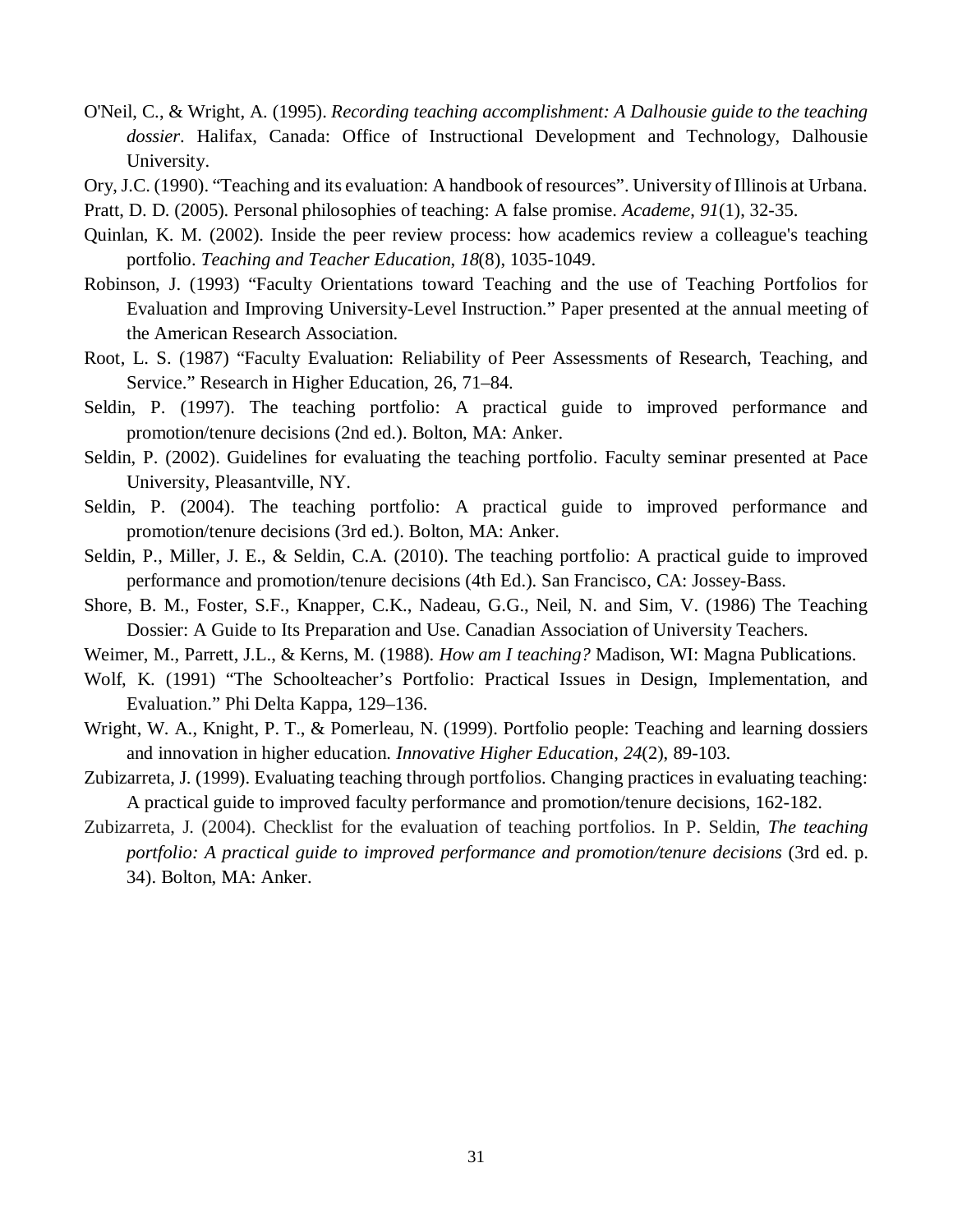O'Neil, C., & Wright, A. (1995). *Recording teaching accomplishment: A Dalhousie guide to the teaching dossier*. Halifax, Canada: Office of Instructional Development and Technology, Dalhousie University.

Ory, J.C. (1990). "Teaching and its evaluation: A handbook of resources". University of Illinois at Urbana.

Pratt, D. D. (2005). Personal philosophies of teaching: A false promise. *Academe*, *91*(1), 32-35.

Quinlan, K. M. (2002). Inside the peer review process: how academics review a colleague's teaching portfolio. *Teaching and Teacher Education*, *18*(8), 1035-1049.

Robinson, J. (1993) "Faculty Orientations toward Teaching and the use of Teaching Portfolios for Evaluation and Improving University-Level Instruction." Paper presented at the annual meeting of the American Research Association.

Root, L. S. (1987) "Faculty Evaluation: Reliability of Peer Assessments of Research, Teaching, and Service." Research in Higher Education, 26, 71–84.

Seldin, P. (1997). The teaching portfolio: A practical guide to improved performance and promotion/tenure decisions (2nd ed.). Bolton, MA: Anker.

Seldin, P. (2002). Guidelines for evaluating the teaching portfolio. Faculty seminar presented at Pace University, Pleasantville, NY.

Seldin, P. (2004). The teaching portfolio: A practical guide to improved performance and promotion/tenure decisions (3rd ed.). Bolton, MA: Anker.

Seldin, P., Miller, J. E., & Seldin, C.A. (2010). The teaching portfolio: A practical guide to improved performance and promotion/tenure decisions (4th Ed.). San Francisco, CA: Jossey-Bass.

Shore, B. M., Foster, S.F., Knapper, C.K., Nadeau, G.G., Neil, N. and Sim, V. (1986) The Teaching Dossier: A Guide to Its Preparation and Use. Canadian Association of University Teachers.

Weimer, M., Parrett, J.L., & Kerns, M. (1988). *How am I teaching?* Madison, WI: Magna Publications.

Wolf, K. (1991) "The Schoolteacher's Portfolio: Practical Issues in Design, Implementation, and Evaluation." Phi Delta Kappa, 129–136.

Wright, W. A., Knight, P. T., & Pomerleau, N. (1999). Portfolio people: Teaching and learning dossiers and innovation in higher education. *Innovative Higher Education*, *24*(2), 89-103.

Zubizarreta, J. (1999). Evaluating teaching through portfolios. Changing practices in evaluating teaching: A practical guide to improved faculty performance and promotion/tenure decisions, 162-182.

Zubizarreta, J. (2004). Checklist for the evaluation of teaching portfolios. In P. Seldin, *The teaching portfolio: A practical guide to improved performance and promotion/tenure decisions* (3rd ed. p. 34). Bolton, MA: Anker.